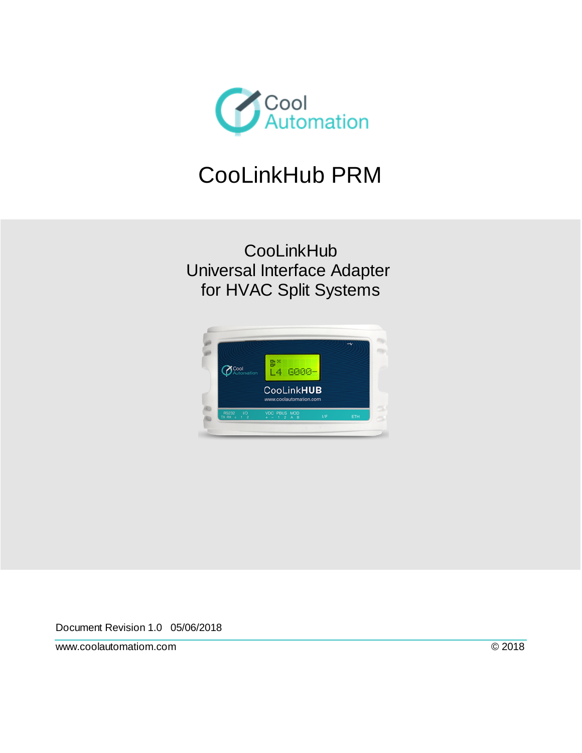# CooLinkHub PRM

## CooLinkHub
## Universal Interface Adapter
## for HVAC Split Systems

Document Revision 1.0 05/06/2018

www.coolautomatiom.com

© 2018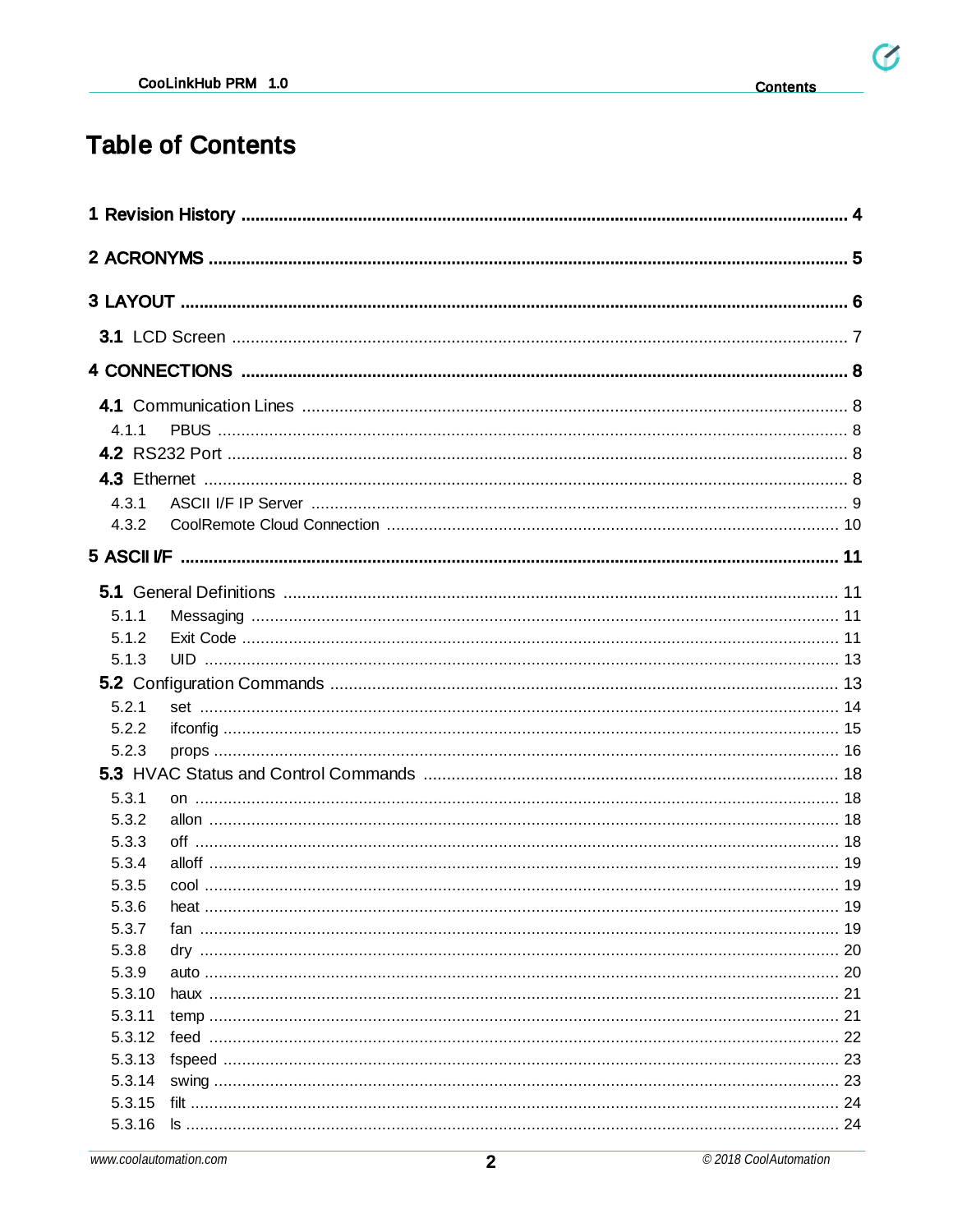# Table of Contents

**1 Revision History** .......... **4**

**2 ACRONYMS** .......... **5**

**3 LAYOUT** .......... **6**

- **3.1** LCD Screen .......... 7

**4 CONNECTIONS** .......... **8**

- **4.1** Communication Lines .......... 8
  - 4.1.1 PBUS .......... 8
- **4.2** RS232 Port .......... 8
- **4.3** Ethernet .......... 8
  - 4.3.1 ASCII I/F IP Server .......... 9
  - 4.3.2 CoolRemote Cloud Connection .......... 10

**5 ASCII I/F** .......... **11**

- **5.1** General Definitions .......... 11
  - 5.1.1 Messaging .......... 11
  - 5.1.2 Exit Code .......... 11
  - 5.1.3 UID .......... 13
- **5.2** Configuration Commands .......... 13
  - 5.2.1 set .......... 14
  - 5.2.2 ifconfig .......... 15
  - 5.2.3 props .......... 16
- **5.3** HVAC Status and Control Commands .......... 18
  - 5.3.1 on .......... 18
  - 5.3.2 allon .......... 18
  - 5.3.3 off .......... 18
  - 5.3.4 alloff .......... 19
  - 5.3.5 cool .......... 19
  - 5.3.6 heat .......... 19
  - 5.3.7 fan .......... 19
  - 5.3.8 dry .......... 20
  - 5.3.9 auto .......... 20
  - 5.3.10 haux .......... 21
  - 5.3.11 temp .......... 21
  - 5.3.12 feed .......... 22
  - 5.3.13 fspeed .......... 23
  - 5.3.14 swing .......... 23
  - 5.3.15 filt .......... 24
  - 5.3.16 ls .......... 24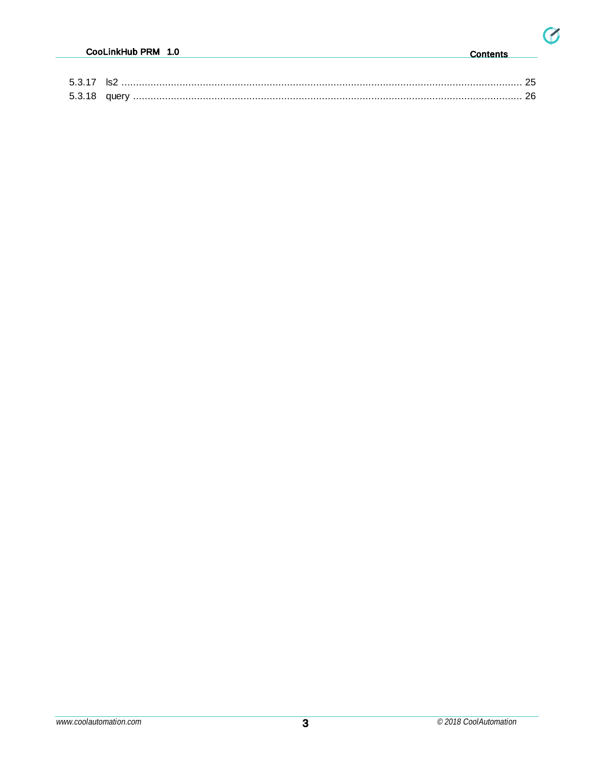5.3.17 ls2 ........................................................................................................................................ 25
5.3.18 query ................................................................................................................................... 26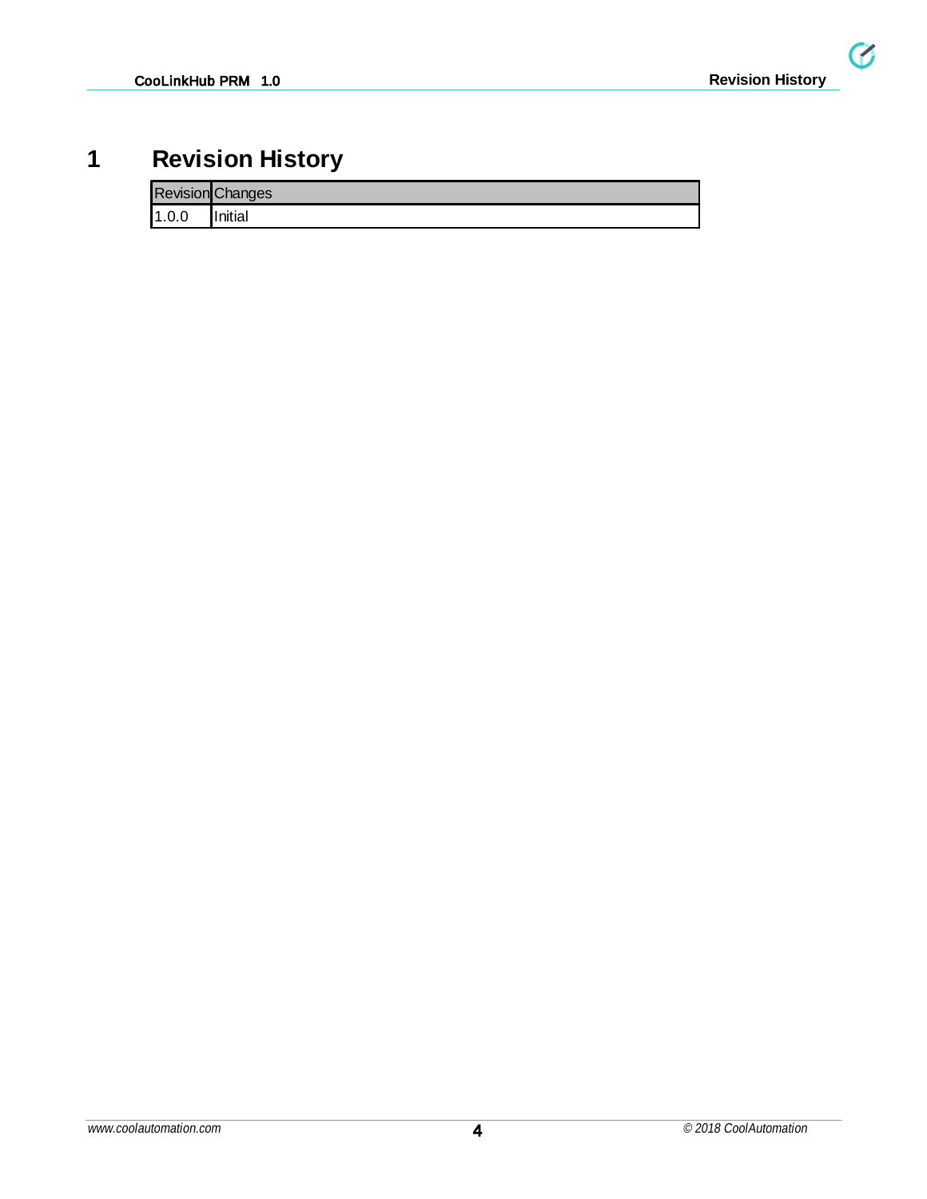# 1 Revision History

| Revision | Changes |
| --- | --- |
| 1.0.0 | Initial |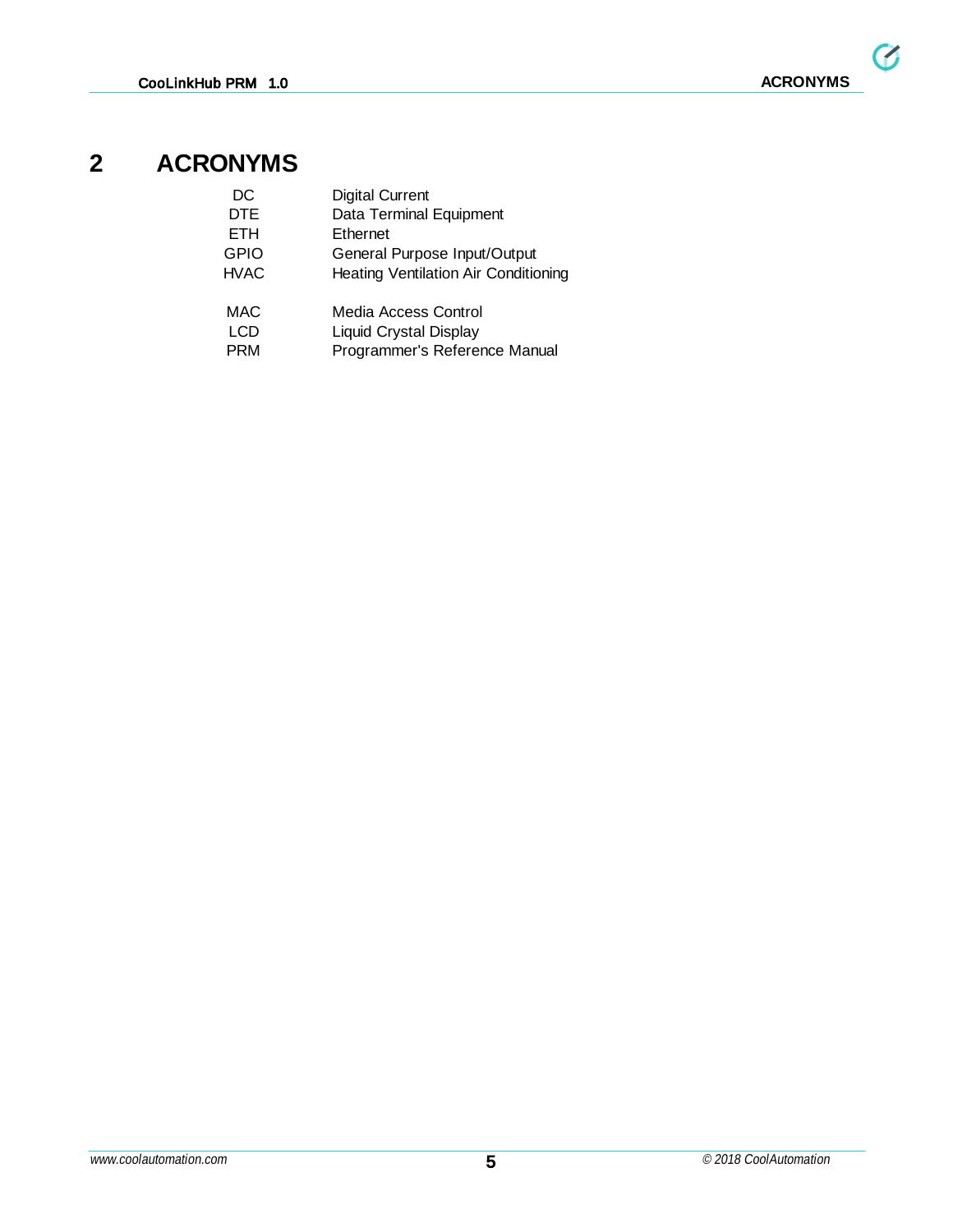# 2 ACRONYMS

| | |
|---|---|
| DC | Digital Current |
| DTE | Data Terminal Equipment |
| ETH | Ethernet |
| GPIO | General Purpose Input/Output |
| HVAC | Heating Ventilation Air Conditioning |
| MAC | Media Access Control |
| LCD | Liquid Crystal Display |
| PRM | Programmer's Reference Manual |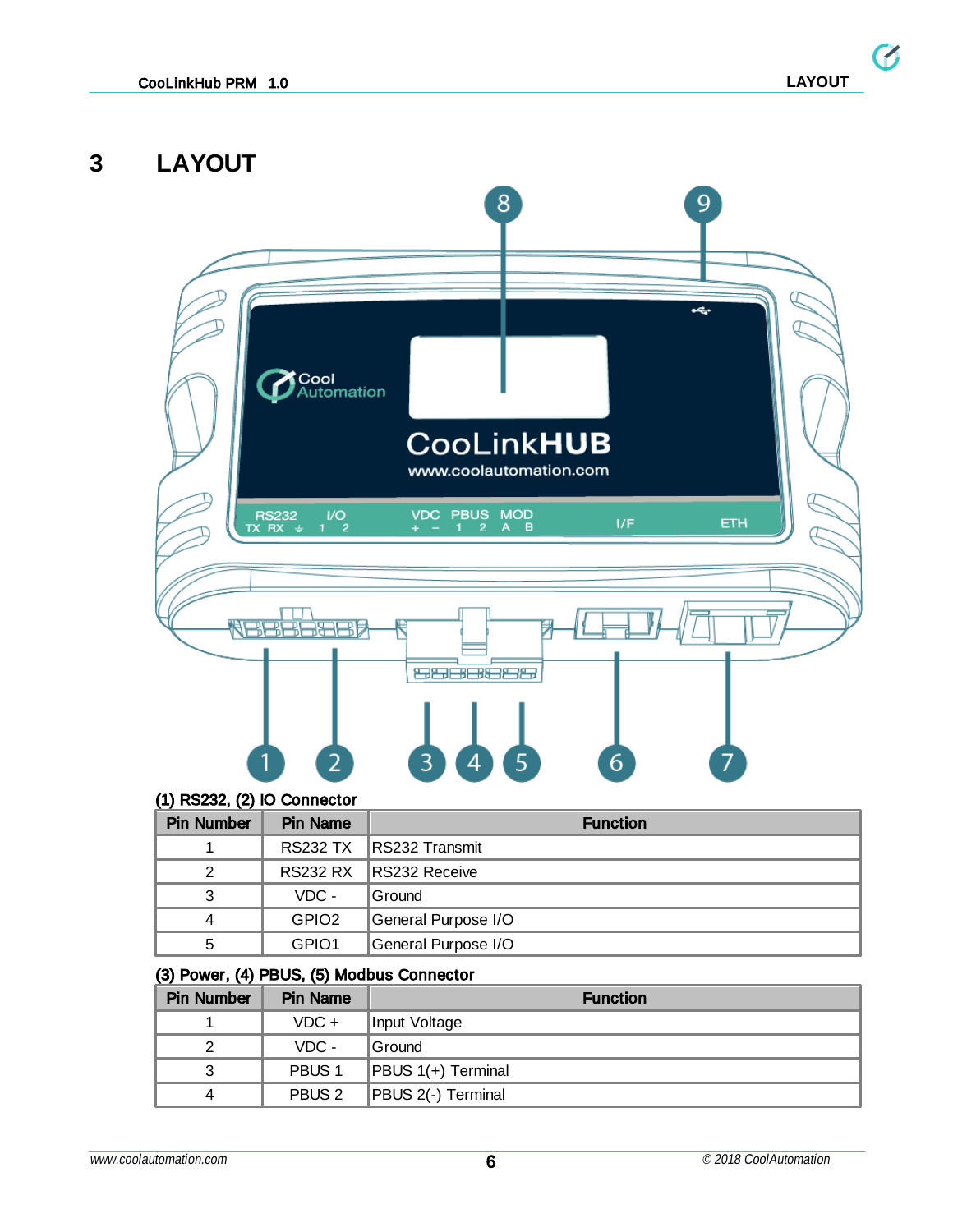# 3 LAYOUT

**(1) RS232, (2) IO Connector**

| Pin Number | Pin Name | Function |
|---|---|---|
| 1 | RS232 TX | RS232 Transmit |
| 2 | RS232 RX | RS232 Receive |
| 3 | VDC - | Ground |
| 4 | GPIO2 | General Purpose I/O |
| 5 | GPIO1 | General Purpose I/O |

**(3) Power, (4) PBUS, (5) Modbus Connector**

| Pin Number | Pin Name | Function |
|---|---|---|
| 1 | VDC + | Input Voltage |
| 2 | VDC - | Ground |
| 3 | PBUS 1 | PBUS 1(+) Terminal |
| 4 | PBUS 2 | PBUS 2(-) Terminal |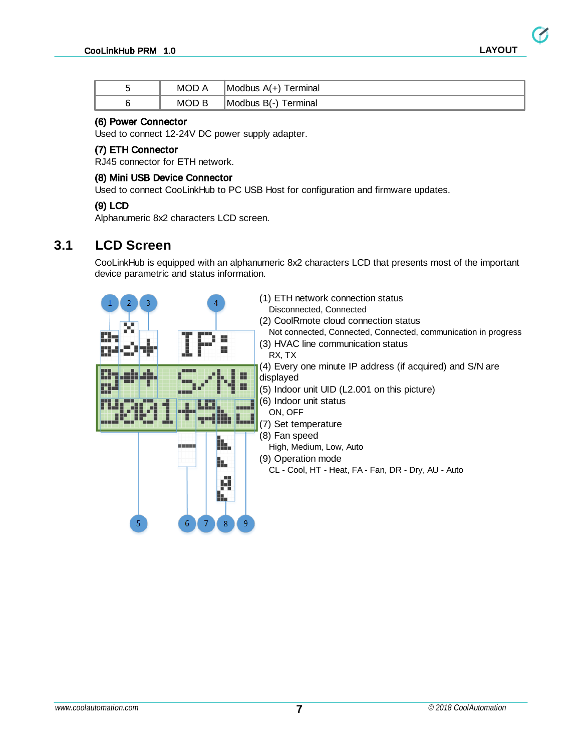| 5 | MOD A | Modbus A(+) Terminal |
|---|---|---|
| 6 | MOD B | Modbus B(-) Terminal |

**(6) Power Connector**
Used to connect 12-24V DC power supply adapter.

**(7) ETH Connector**
RJ45 connector for ETH network.

**(8) Mini USB Device Connector**
Used to connect CooLinkHub to PC USB Host for configuration and firmware updates.

**(9) LCD**
Alphanumeric 8x2 characters LCD screen.

## 3.1 LCD Screen

CooLinkHub is equipped with an alphanumeric 8x2 characters LCD that presents most of the important device parametric and status information.

(1) ETH network connection status
 Disconnected, Connected

(2) CoolRmote cloud connection status
 Not connected, Connected, Connected, communication in progress

(3) HVAC line communication status
 RX, TX

(4) Every one minute IP address (if acquired) and S/N are displayed

(5) Indoor unit UID (L2.001 on this picture)

(6) Indoor unit status
 ON, OFF

(7) Set temperature

(8) Fan speed
 High, Medium, Low, Auto

(9) Operation mode
 CL - Cool, HT - Heat, FA - Fan, DR - Dry, AU - Auto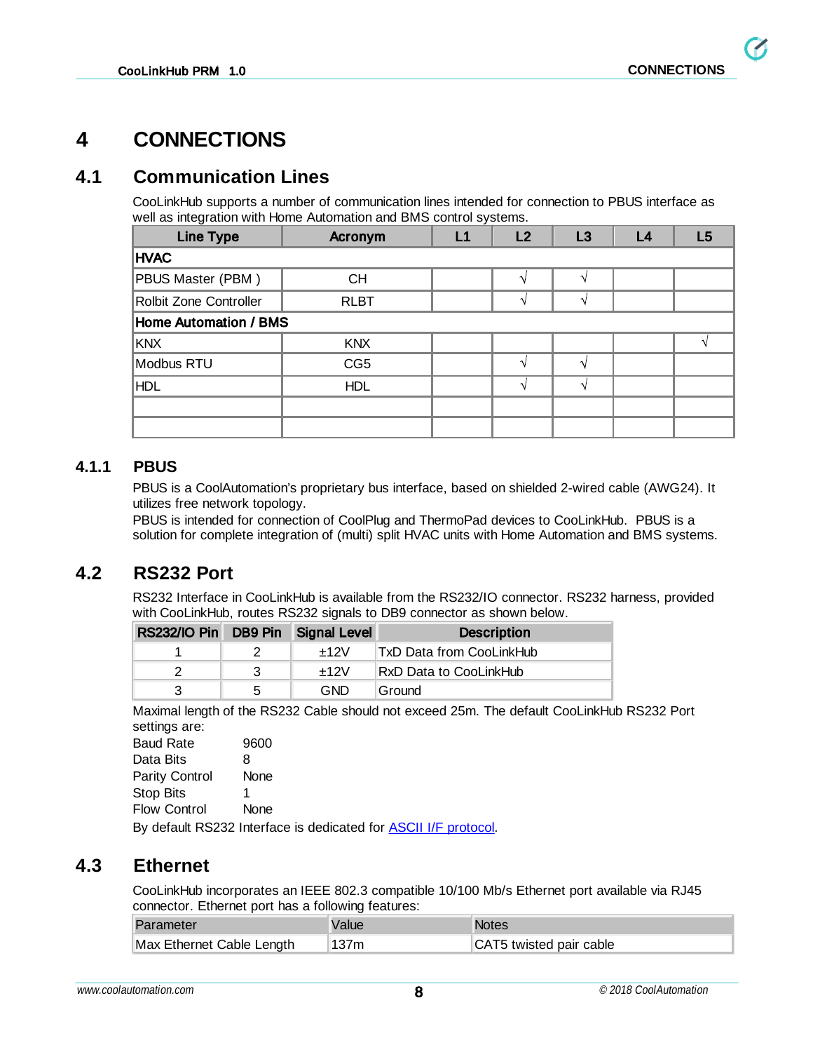# 4 CONNECTIONS

## 4.1 Communication Lines

CooLinkHub supports a number of communication lines intended for connection to PBUS interface as well as integration with Home Automation and BMS control systems.

| Line Type | Acronym | L1 | L2 | L3 | L4 | L5 |
|---|---|---|---|---|---|---|
| **HVAC** | | | | | | |
| PBUS Master (PBM ) | CH | | √ | √ | | |
| Rolbit Zone Controller | RLBT | | √ | √ | | |
| **Home Automation / BMS** | | | | | | |
| KNX | KNX | | | | | √ |
| Modbus RTU | CG5 | | √ | √ | | |
| HDL | HDL | | √ | √ | | |
| | | | | | | |
| | | | | | | |

### 4.1.1 PBUS

PBUS is a CoolAutomation's proprietary bus interface, based on shielded 2-wired cable (AWG24). It utilizes free network topology.
PBUS is intended for connection of CoolPlug and ThermoPad devices to CooLinkHub. PBUS is a solution for complete integration of (multi) split HVAC units with Home Automation and BMS systems.

## 4.2 RS232 Port

RS232 Interface in CooLinkHub is available from the RS232/IO connector. RS232 harness, provided with CooLinkHub, routes RS232 signals to DB9 connector as shown below.

| RS232/IO Pin | DB9 Pin | Signal Level | Description |
|---|---|---|---|
| 1 | 2 | ±12V | TxD Data from CooLinkHub |
| 2 | 3 | ±12V | RxD Data to CooLinkHub |
| 3 | 5 | GND | Ground |

Maximal length of the RS232 Cable should not exceed 25m. The default CooLinkHub RS232 Port settings are:

| | |
|---|---|
| Baud Rate | 9600 |
| Data Bits | 8 |
| Parity Control | None |
| Stop Bits | 1 |
| Flow Control | None |

By default RS232 Interface is dedicated for ASCII I/F protocol.

## 4.3 Ethernet

CooLinkHub incorporates an IEEE 802.3 compatible 10/100 Mb/s Ethernet port available via RJ45 connector. Ethernet port has a following features:

| Parameter | Value | Notes |
|---|---|---|
| Max Ethernet Cable Length | 137m | CAT5 twisted pair cable |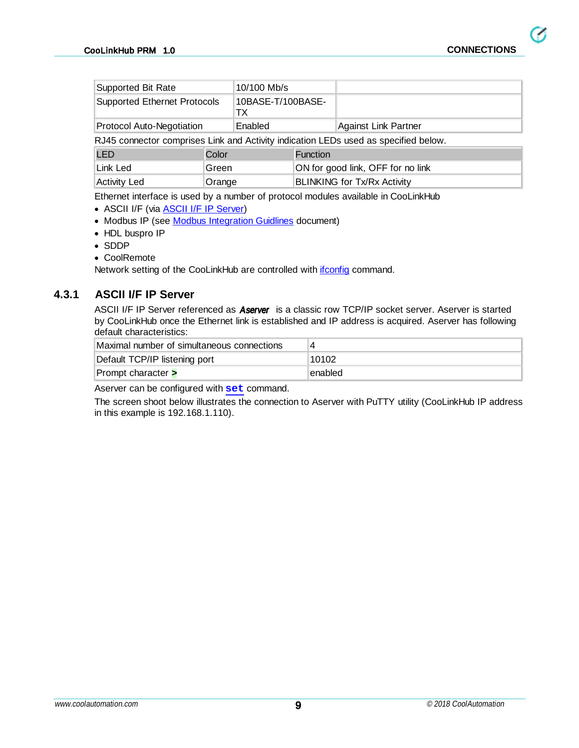| Supported Bit Rate | 10/100 Mb/s | |
|---|---|---|
| Supported Ethernet Protocols | 10BASE-T/100BASE-TX | |
| Protocol Auto-Negotiation | Enabled | Against Link Partner |

RJ45 connector comprises Link and Activity indication LEDs used as specified below.

| LED | Color | Function |
|---|---|---|
| Link Led | Green | ON for good link, OFF for no link |
| Activity Led | Orange | BLINKING for Tx/Rx Activity |

Ethernet interface is used by a number of protocol modules available in CooLinkHub

- ASCII I/F (via ASCII I/F IP Server)
- Modbus IP (see Modbus Integration Guidlines document)
- HDL buspro IP
- SDDP
- CoolRemote

Network setting of the CooLinkHub are controlled with ifconfig command.

### 4.3.1 ASCII I/F IP Server

ASCII I/F IP Server referenced as ***Aserver*** is a classic row TCP/IP socket server. Aserver is started by CooLinkHub once the Ethernet link is established and IP address is acquired. Aserver has following default characteristics:

| Maximal number of simultaneous connections | 4 |
|---|---|
| Default TCP/IP listening port | 10102 |
| Prompt character **>** | enabled |

Aserver can be configured with **`set`** command.

The screen shoot below illustrates the connection to Aserver with PuTTY utility (CooLinkHub IP address in this example is 192.168.1.110).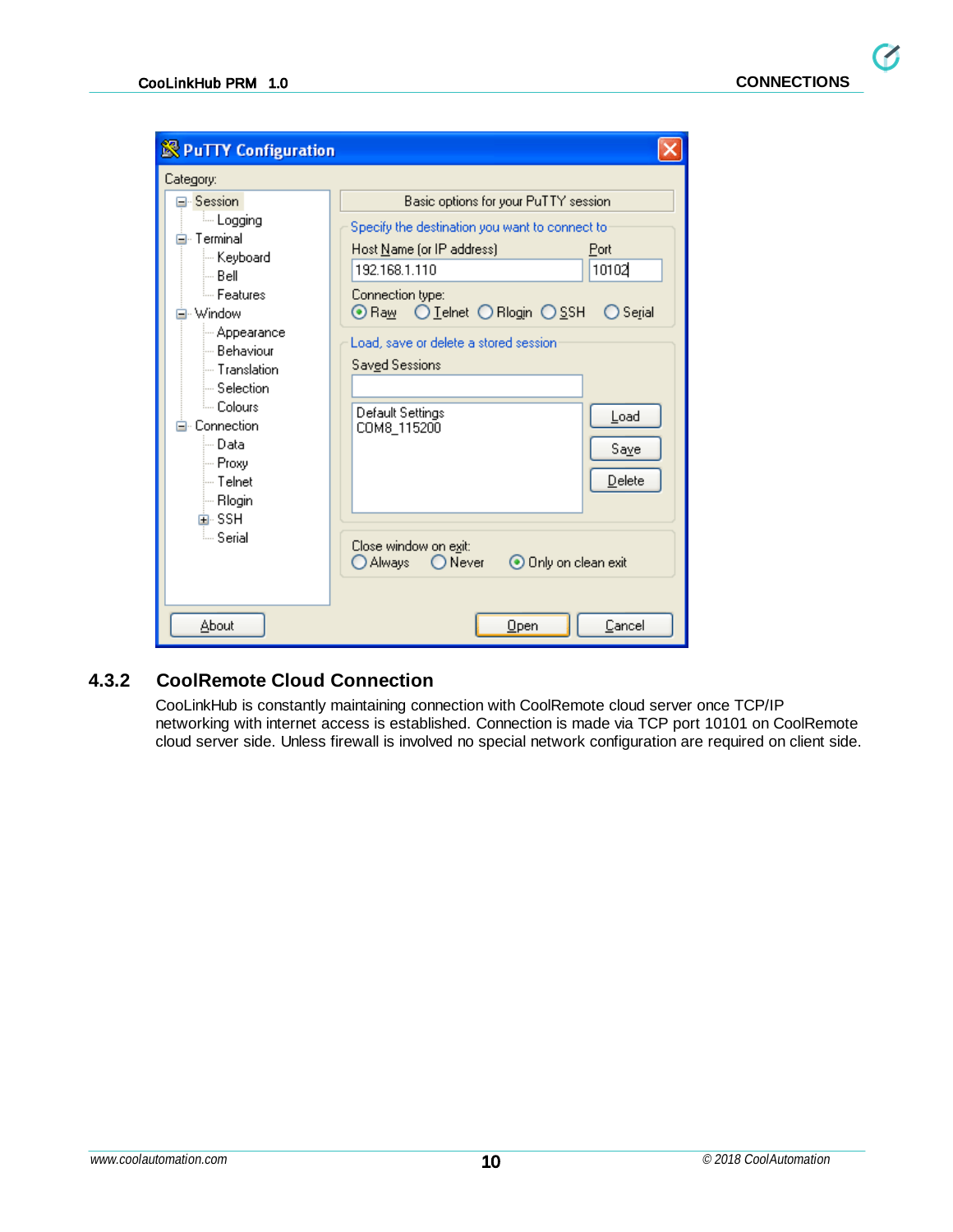### 4.3.2 CoolRemote Cloud Connection

CooLinkHub is constantly maintaining connection with CoolRemote cloud server once TCP/IP networking with internet access is established. Connection is made via TCP port 10101 on CoolRemote cloud server side. Unless firewall is involved no special network configuration are required on client side.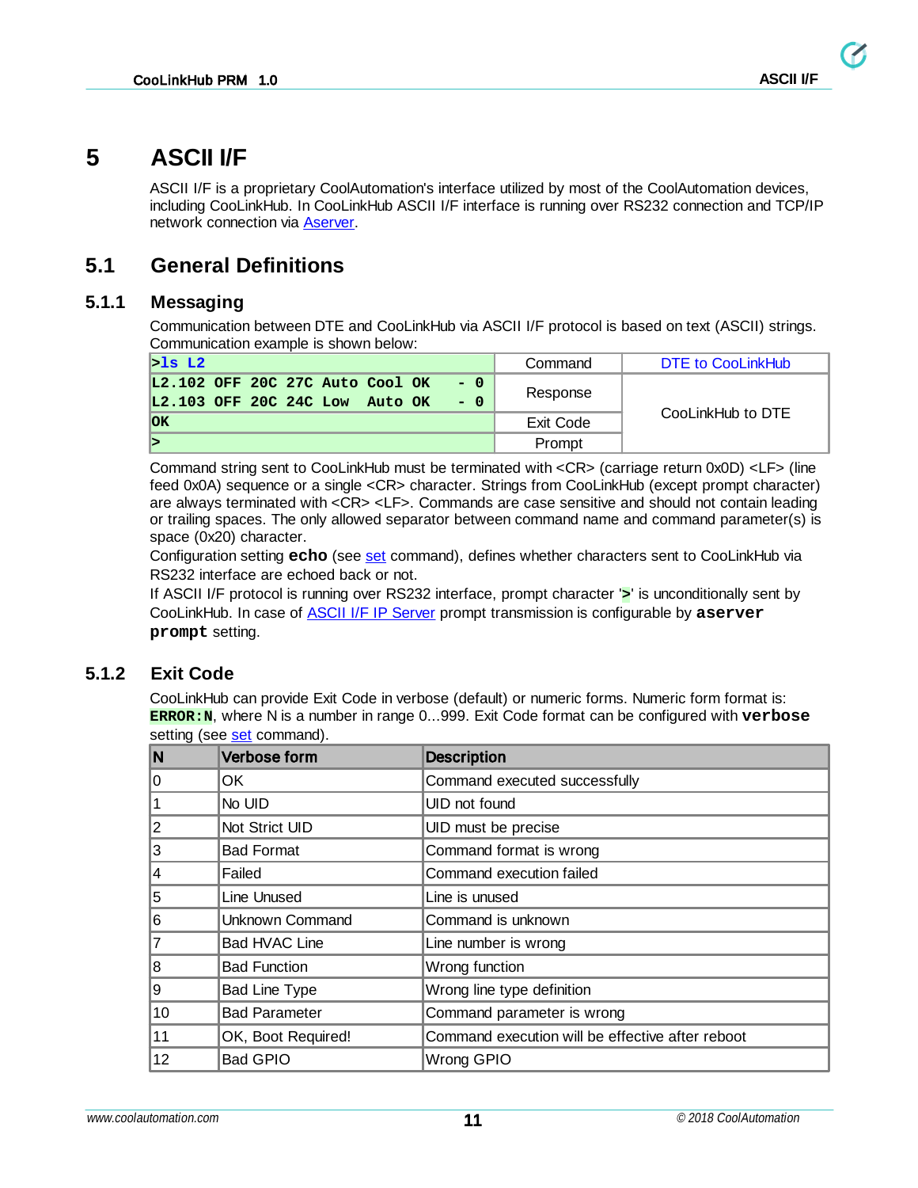# 5 ASCII I/F

ASCII I/F is a proprietary CoolAutomation's interface utilized by most of the CoolAutomation devices, including CooLinkHub. In CooLinkHub ASCII I/F interface is running over RS232 connection and TCP/IP network connection via Aserver.

## 5.1 General Definitions

### 5.1.1 Messaging

Communication between DTE and CooLinkHub via ASCII I/F protocol is based on text (ASCII) strings. Communication example is shown below:

| | | |
|---|---|---|
| `>ls L2` | Command | DTE to CooLinkHub |
| `L2.102 OFF 20C 27C Auto Cool OK - 0`<br>`L2.103 OFF 20C 24C Low Auto OK - 0` | Response | CooLinkHub to DTE |
| `OK` | Exit Code | |
| `>` | Prompt | |

Command string sent to CooLinkHub must be terminated with <CR> (carriage return 0x0D) <LF> (line feed 0x0A) sequence or a single <CR> character. Strings from CooLinkHub (except prompt character) are always terminated with <CR> <LF>. Commands are case sensitive and should not contain leading or trailing spaces. The only allowed separator between command name and command parameter(s) is space (0x20) character.

Configuration setting **echo** (see set command), defines whether characters sent to CooLinkHub via RS232 interface are echoed back or not.

If ASCII I/F protocol is running over RS232 interface, prompt character '**>**' is unconditionally sent by CooLinkHub. In case of ASCII I/F IP Server prompt transmission is configurable by **aserver prompt** setting.

### 5.1.2 Exit Code

CooLinkHub can provide Exit Code in verbose (default) or numeric forms. Numeric form format is: **ERROR:N**, where N is a number in range 0...999. Exit Code format can be configured with **verbose** setting (see set command).

| N | Verbose form | Description |
|---|---|---|
| 0 | OK | Command executed successfully |
| 1 | No UID | UID not found |
| 2 | Not Strict UID | UID must be precise |
| 3 | Bad Format | Command format is wrong |
| 4 | Failed | Command execution failed |
| 5 | Line Unused | Line is unused |
| 6 | Unknown Command | Command is unknown |
| 7 | Bad HVAC Line | Line number is wrong |
| 8 | Bad Function | Wrong function |
| 9 | Bad Line Type | Wrong line type definition |
| 10 | Bad Parameter | Command parameter is wrong |
| 11 | OK, Boot Required! | Command execution will be effective after reboot |
| 12 | Bad GPIO | Wrong GPIO |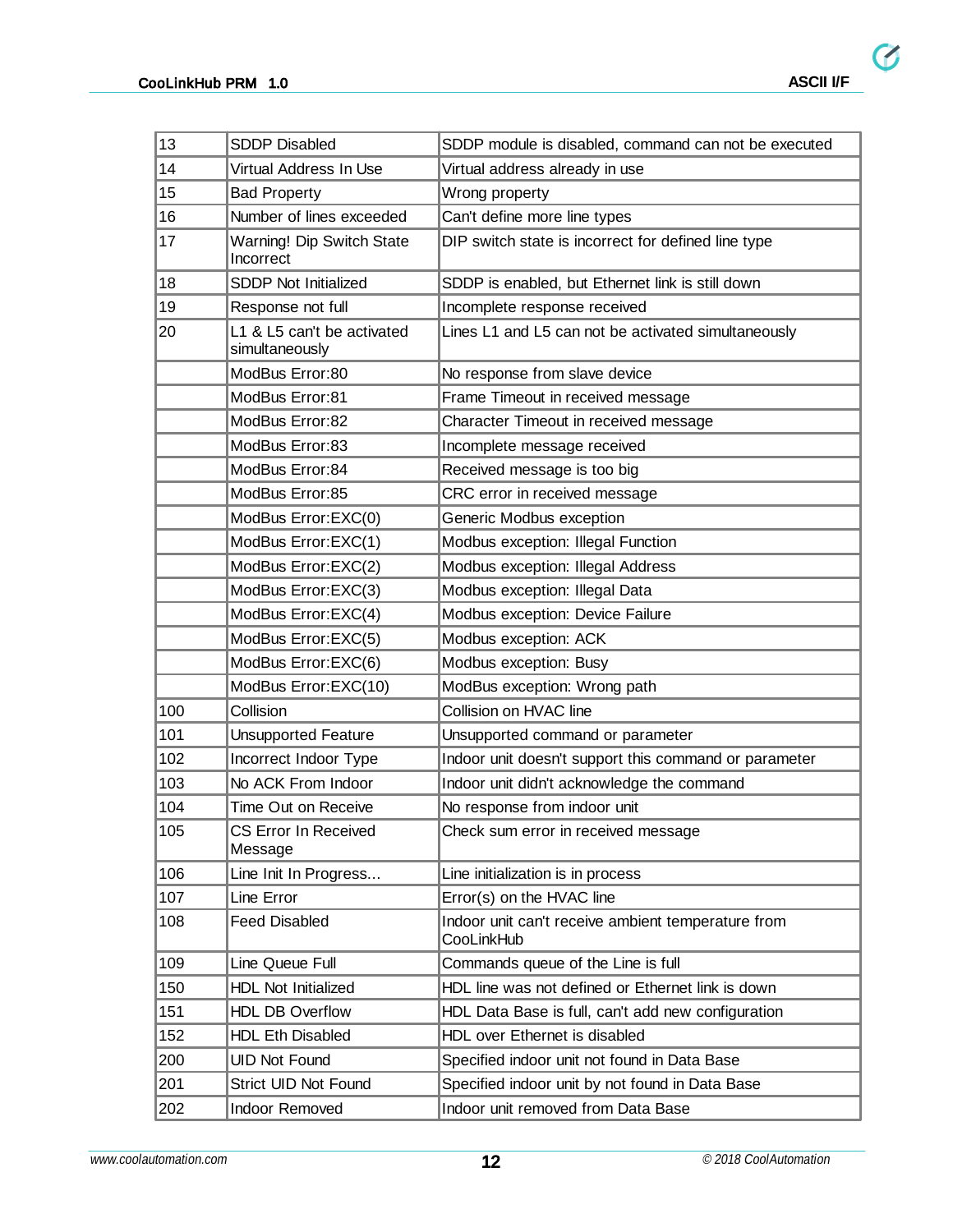| 13 | SDDP Disabled | SDDP module is disabled, command can not be executed |
|---|---|---|
| 14 | Virtual Address In Use | Virtual address already in use |
| 15 | Bad Property | Wrong property |
| 16 | Number of lines exceeded | Can't define more line types |
| 17 | Warning! Dip Switch State Incorrect | DIP switch state is incorrect for defined line type |
| 18 | SDDP Not Initialized | SDDP is enabled, but Ethernet link is still down |
| 19 | Response not full | Incomplete response received |
| 20 | L1 & L5 can't be activated simultaneously | Lines L1 and L5 can not be activated simultaneously |
| | ModBus Error:80 | No response from slave device |
| | ModBus Error:81 | Frame Timeout in received message |
| | ModBus Error:82 | Character Timeout in received message |
| | ModBus Error:83 | Incomplete message received |
| | ModBus Error:84 | Received message is too big |
| | ModBus Error:85 | CRC error in received message |
| | ModBus Error:EXC(0) | Generic Modbus exception |
| | ModBus Error:EXC(1) | Modbus exception: Illegal Function |
| | ModBus Error:EXC(2) | Modbus exception: Illegal Address |
| | ModBus Error:EXC(3) | Modbus exception: Illegal Data |
| | ModBus Error:EXC(4) | Modbus exception: Device Failure |
| | ModBus Error:EXC(5) | Modbus exception: ACK |
| | ModBus Error:EXC(6) | Modbus exception: Busy |
| | ModBus Error:EXC(10) | ModBus exception: Wrong path |
| 100 | Collision | Collision on HVAC line |
| 101 | Unsupported Feature | Unsupported command or parameter |
| 102 | Incorrect Indoor Type | Indoor unit doesn't support this command or parameter |
| 103 | No ACK From Indoor | Indoor unit didn't acknowledge the command |
| 104 | Time Out on Receive | No response from indoor unit |
| 105 | CS Error In Received Message | Check sum error in received message |
| 106 | Line Init In Progress... | Line initialization is in process |
| 107 | Line Error | Error(s) on the HVAC line |
| 108 | Feed Disabled | Indoor unit can't receive ambient temperature from CooLinkHub |
| 109 | Line Queue Full | Commands queue of the Line is full |
| 150 | HDL Not Initialized | HDL line was not defined or Ethernet link is down |
| 151 | HDL DB Overflow | HDL Data Base is full, can't add new configuration |
| 152 | HDL Eth Disabled | HDL over Ethernet is disabled |
| 200 | UID Not Found | Specified indoor unit not found in Data Base |
| 201 | Strict UID Not Found | Specified indoor unit by not found in Data Base |
| 202 | Indoor Removed | Indoor unit removed from Data Base |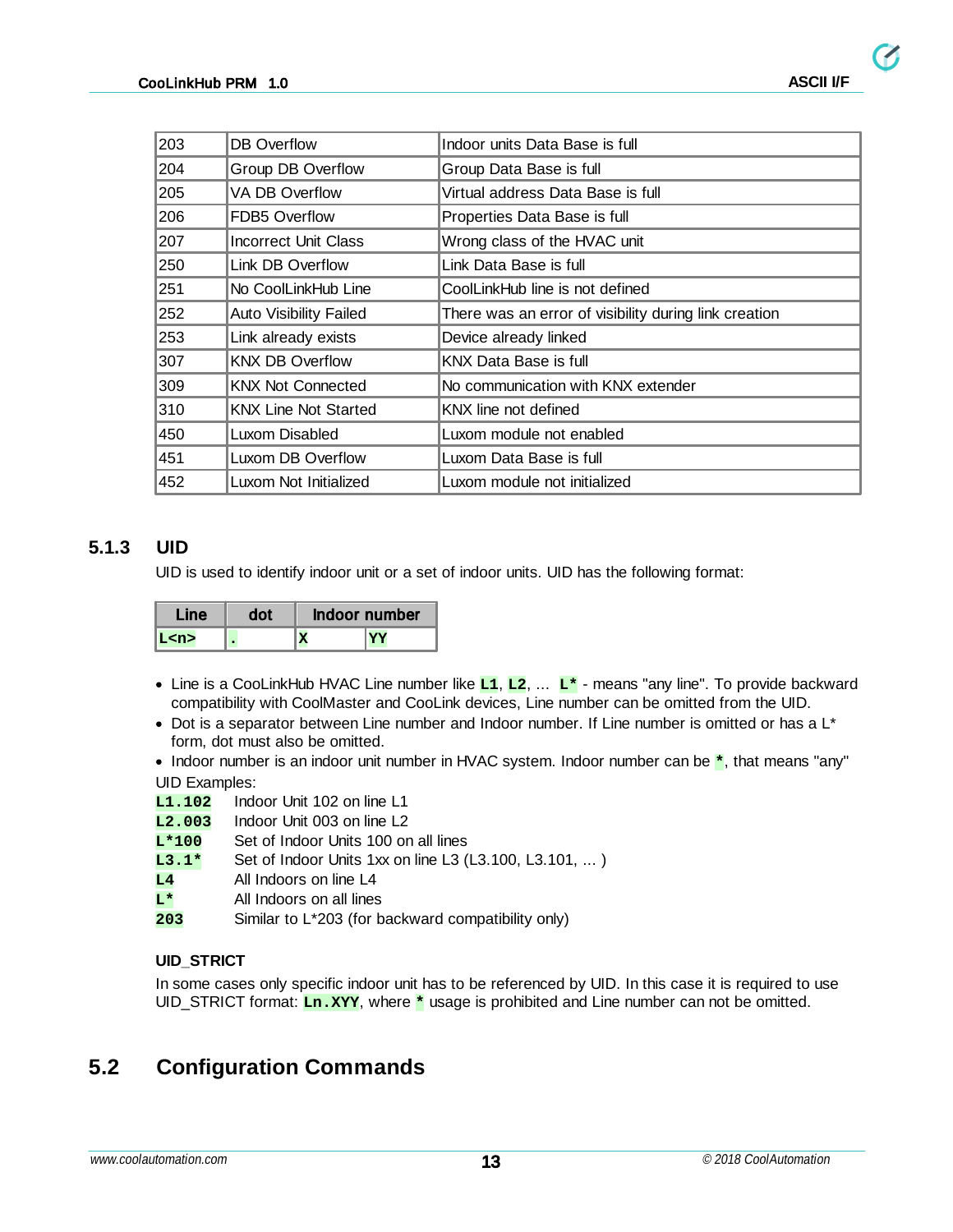| 203 | DB Overflow | Indoor units Data Base is full |
|---|---|---|
| 204 | Group DB Overflow | Group Data Base is full |
| 205 | VA DB Overflow | Virtual address Data Base is full |
| 206 | FDB5 Overflow | Properties Data Base is full |
| 207 | Incorrect Unit Class | Wrong class of the HVAC unit |
| 250 | Link DB Overflow | Link Data Base is full |
| 251 | No CoolLinkHub Line | CoolLinkHub line is not defined |
| 252 | Auto Visibility Failed | There was an error of visibility during link creation |
| 253 | Link already exists | Device already linked |
| 307 | KNX DB Overflow | KNX Data Base is full |
| 309 | KNX Not Connected | No communication with KNX extender |
| 310 | KNX Line Not Started | KNX line not defined |
| 450 | Luxom Disabled | Luxom module not enabled |
| 451 | Luxom DB Overflow | Luxom Data Base is full |
| 452 | Luxom Not Initialized | Luxom module not initialized |

### 5.1.3 UID

UID is used to identify indoor unit or a set of indoor units. UID has the following format:

| Line | dot | Indoor number | |
|---|---|---|---|
| **L<n>** | **.** | **X** | **YY** |

- Line is a CooLinkHub HVAC Line number like **L1**, **L2**, ... **L*** - means "any line". To provide backward compatibility with CoolMaster and CooLink devices, Line number can be omitted from the UID.
- Dot is a separator between Line number and Indoor number. If Line number is omitted or has a L* form, dot must also be omitted.
- Indoor number is an indoor unit number in HVAC system. Indoor number can be *****, that means "any"

UID Examples:

| | |
|---|---|
| **L1.102** | Indoor Unit 102 on line L1 |
| **L2.003** | Indoor Unit 003 on line L2 |
| **L*100** | Set of Indoor Units 100 on all lines |
| **L3.1*** | Set of Indoor Units 1xx on line L3 (L3.100, L3.101, ... ) |
| **L4** | All Indoors on line L4 |
| **L*** | All Indoors on all lines |
| **203** | Similar to L*203 (for backward compatibility only) |

**UID_STRICT**

In some cases only specific indoor unit has to be referenced by UID. In this case it is required to use UID_STRICT format: **Ln.XYY**, where ***** usage is prohibited and Line number can not be omitted.

## 5.2 Configuration Commands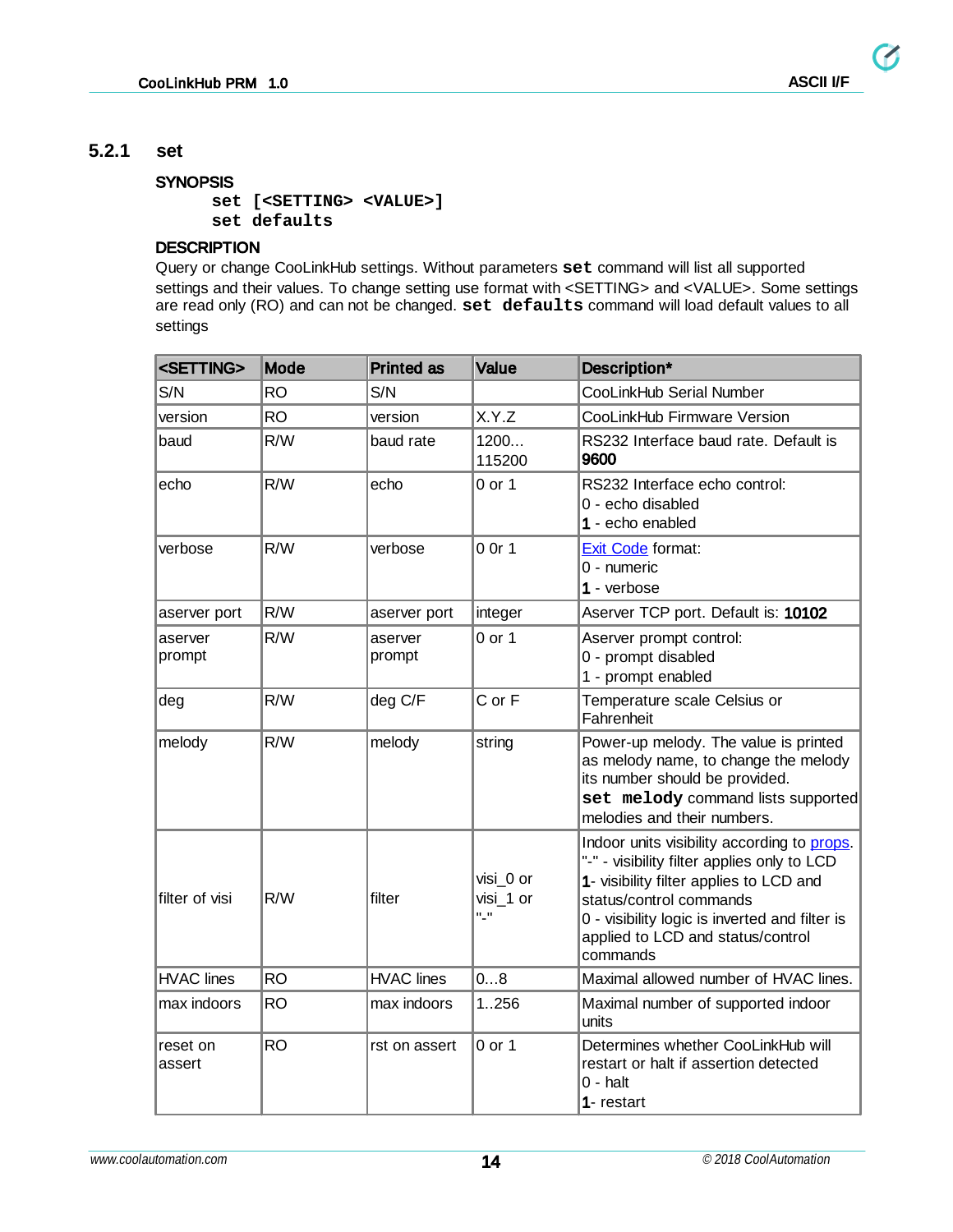### 5.2.1 set

**SYNOPSIS**

```
set [<SETTING> <VALUE>]
set defaults
```

**DESCRIPTION**

Query or change CooLinkHub settings. Without parameters **`set`** command will list all supported settings and their values. To change setting use format with <SETTING> and <VALUE>. Some settings are read only (RO) and can not be changed. **`set defaults`** command will load default values to all settings

| <SETTING> | Mode | Printed as | Value | Description* |
|---|---|---|---|---|
| S/N | RO | S/N | | CooLinkHub Serial Number |
| version | RO | version | X.Y.Z | CooLinkHub Firmware Version |
| baud | R/W | baud rate | 1200… 115200 | RS232 Interface baud rate. Default is **9600** |
| echo | R/W | echo | 0 or 1 | RS232 Interface echo control:<br>0 - echo disabled<br>**1** - echo enabled |
| verbose | R/W | verbose | 0 0r 1 | Exit Code format:<br>0 - numeric<br>**1** - verbose |
| aserver port | R/W | aserver port | integer | Aserver TCP port. Default is: **10102** |
| aserver prompt | R/W | aserver prompt | 0 or 1 | Aserver prompt control:<br>0 - prompt disabled<br>1 - prompt enabled |
| deg | R/W | deg C/F | C or F | Temperature scale Celsius or Fahrenheit |
| melody | R/W | melody | string | Power-up melody. The value is printed as melody name, to change the melody its number should be provided.<br>**`set melody`** command lists supported melodies and their numbers. |
| filter of visi | R/W | filter | visi_0 or visi_1 or "-" | Indoor units visibility according to props.<br>"-" - visibility filter applies only to LCD<br>**1**- visibility filter applies to LCD and status/control commands<br>0 - visibility logic is inverted and filter is applied to LCD and status/control commands |
| HVAC lines | RO | HVAC lines | 0…8 | Maximal allowed number of HVAC lines. |
| max indoors | RO | max indoors | 1..256 | Maximal number of supported indoor units |
| reset on assert | RO | rst on assert | 0 or 1 | Determines whether CooLinkHub will restart or halt if assertion detected<br>0 - halt<br>**1**- restart |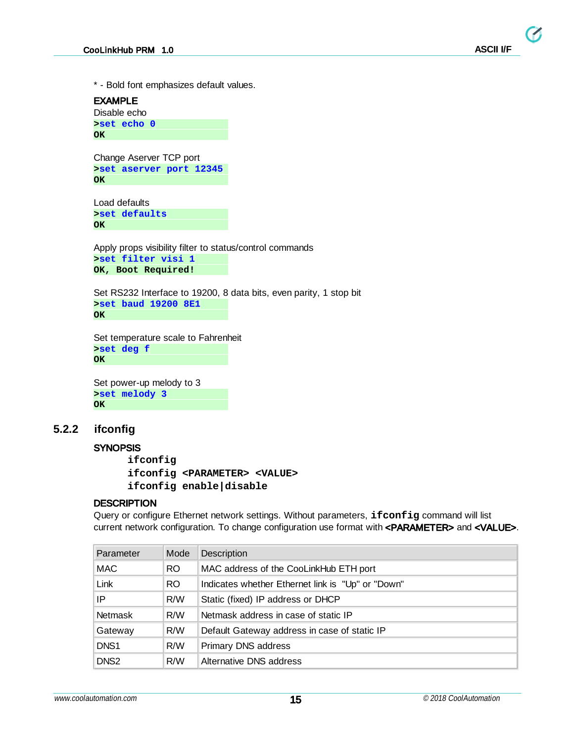* - Bold font emphasizes default values.

**EXAMPLE**

Disable echo

```
>set echo 0
OK
```

Change Aserver TCP port

```
>set aserver port 12345
OK
```

Load defaults

```
>set defaults
OK
```

Apply props visibility filter to status/control commands

```
>set filter visi 1
OK, Boot Required!
```

Set RS232 Interface to 19200, 8 data bits, even parity, 1 stop bit

```
>set baud 19200 8E1
OK
```

Set temperature scale to Fahrenheit

```
>set deg f
OK
```

Set power-up melody to 3

```
>set melody 3
OK
```

### 5.2.2 ifconfig

**SYNOPSIS**

```
ifconfig
ifconfig <PARAMETER> <VALUE>
ifconfig enable|disable
```

**DESCRIPTION**

Query or configure Ethernet network settings. Without parameters, **ifconfig** command will list current network configuration. To change configuration use format with **<PARAMETER>** and **<VALUE>**.

| Parameter | Mode | Description |
|---|---|---|
| MAC | RO | MAC address of the CooLinkHub ETH port |
| Link | RO | Indicates whether Ethernet link is "Up" or "Down" |
| IP | R/W | Static (fixed) IP address or DHCP |
| Netmask | R/W | Netmask address in case of static IP |
| Gateway | R/W | Default Gateway address in case of static IP |
| DNS1 | R/W | Primary DNS address |
| DNS2 | R/W | Alternative DNS address |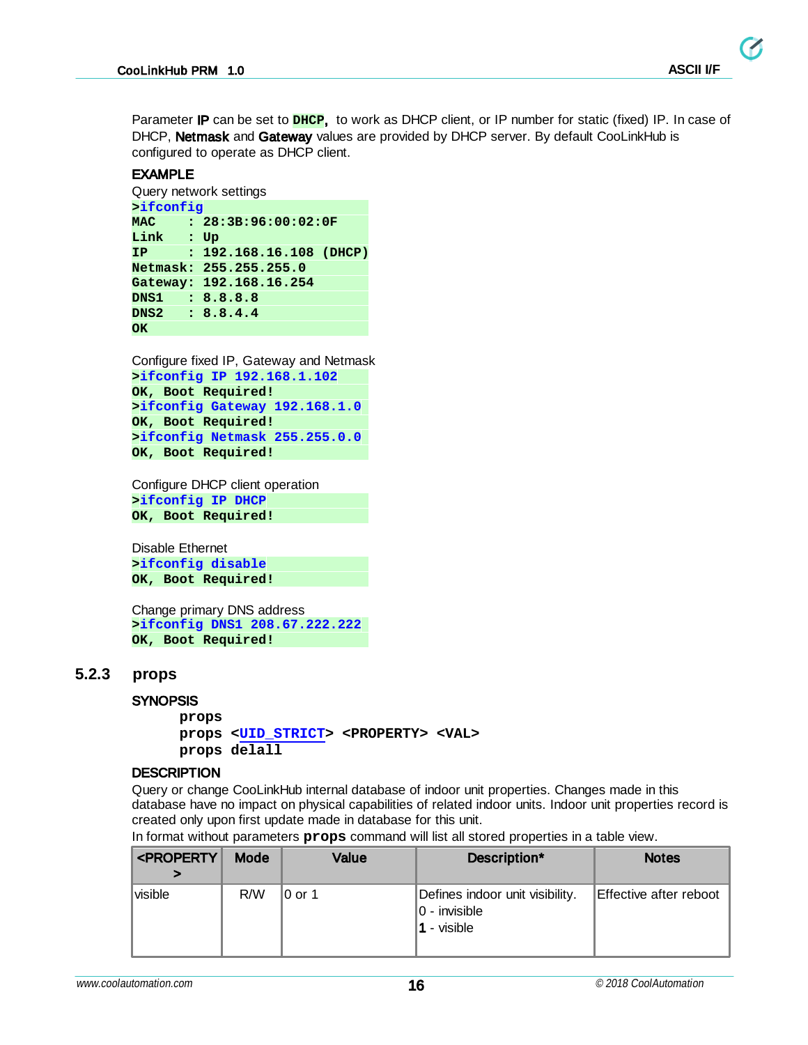Parameter **IP** can be set to **DHCP**, to work as DHCP client, or IP number for static (fixed) IP. In case of DHCP, **Netmask** and **Gateway** values are provided by DHCP server. By default CooLinkHub is configured to operate as DHCP client.

**EXAMPLE**

Query network settings

```
>ifconfig
MAC    : 28:3B:96:00:02:0F
Link   : Up
IP     : 192.168.16.108 (DHCP)
Netmask: 255.255.255.0
Gateway: 192.168.16.254
DNS1   : 8.8.8.8
DNS2   : 8.8.4.4
OK
```

Configure fixed IP, Gateway and Netmask

```
>ifconfig IP 192.168.1.102
OK, Boot Required!
>ifconfig Gateway 192.168.1.0
OK, Boot Required!
>ifconfig Netmask 255.255.0.0
OK, Boot Required!
```

Configure DHCP client operation

```
>ifconfig IP DHCP
OK, Boot Required!
```

Disable Ethernet

```
>ifconfig disable
OK, Boot Required!
```

Change primary DNS address

```
>ifconfig DNS1 208.67.222.222
OK, Boot Required!
```

### 5.2.3 props

**SYNOPSIS**

```
props
props <UID_STRICT> <PROPERTY> <VAL>
props delall
```

**DESCRIPTION**

Query or change CooLinkHub internal database of indoor unit properties. Changes made in this database have no impact on physical capabilities of related indoor units. Indoor unit properties record is created only upon first update made in database for this unit.

In format without parameters **props** command will list all stored properties in a table view.

| <PROPERTY> | Mode | Value | Description* | Notes |
|---|---|---|---|---|
| visible | R/W | 0 or 1 | Defines indoor unit visibility.<br>0 - invisible<br>**1** - visible | Effective after reboot |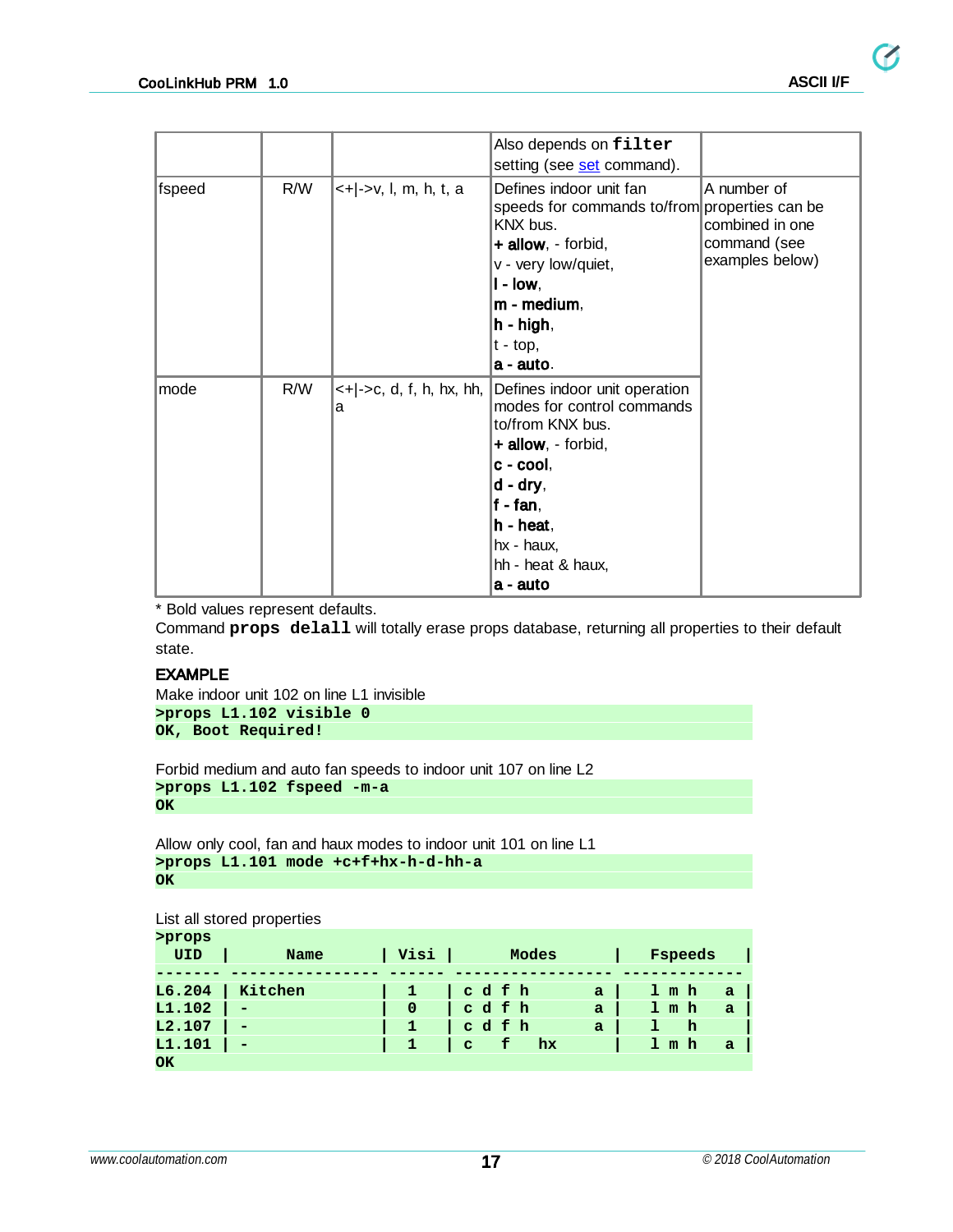|  |  |  | Also depends on **`filter`** setting (see set command). |  |
|---|---|---|---|---|
| fspeed | R/W | <+\|->v, l, m, h, t, a | Defines indoor unit fan speeds for commands to/from KNX bus.<br>**+ allow**, - forbid,<br>v - very low/quiet,<br>**l - low**,<br>**m - medium**,<br>**h - high**,<br>t - top,<br>**a - auto**. | A number of properties can be combined in one command (see examples below) |
| mode | R/W | <+\|->c, d, f, h, hx, hh, a | Defines indoor unit operation modes for control commands to/from KNX bus.<br>**+ allow**, - forbid,<br>**c - cool**,<br>**d - dry**,<br>**f - fan**,<br>**h - heat**,<br>hx - haux,<br>hh - heat & haux,<br>**a - auto** |  |

\* Bold values represent defaults.

Command **`props delall`** will totally erase props database, returning all properties to their default state.

**EXAMPLE**

Make indoor unit 102 on line L1 invisible

```
>props L1.102 visible 0
OK, Boot Required!
```

Forbid medium and auto fan speeds to indoor unit 107 on line L2

```
>props L1.102 fspeed -m-a
OK
```

Allow only cool, fan and haux modes to indoor unit 101 on line L1

```
>props L1.101 mode +c+f+hx-h-d-hh-a
OK
```

List all stored properties

```
>props
  UID  |      Name       | Visi |      Modes        |   Fspeeds   |
------- ---------------- ------ ------------------- -------------
L6.204 | Kitchen         |  1   | c d f h         a |  l m h    a |
L1.102 | -               |  0   | c d f h         a |  l m h    a |
L2.107 | -               |  1   | c d f h         a |  l   h      |
L1.101 | -               |  1   | c   f   hx        |  l m h    a |
OK
```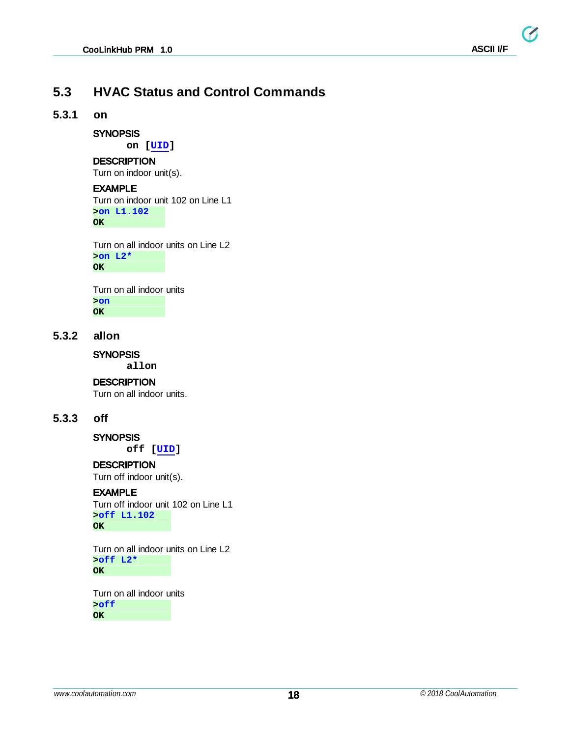## 5.3 HVAC Status and Control Commands

### 5.3.1 on

**SYNOPSIS**

```
on [UID]
```

**DESCRIPTION**

Turn on indoor unit(s).

**EXAMPLE**

Turn on indoor unit 102 on Line L1

```
>on L1.102
OK
```

Turn on all indoor units on Line L2

```
>on L2*
OK
```

Turn on all indoor units

```
>on
OK
```

### 5.3.2 allon

**SYNOPSIS**

```
allon
```

**DESCRIPTION**

Turn on all indoor units.

### 5.3.3 off

**SYNOPSIS**

```
off [UID]
```

**DESCRIPTION**

Turn off indoor unit(s).

**EXAMPLE**

Turn off indoor unit 102 on Line L1

```
>off L1.102
OK
```

Turn on all indoor units on Line L2

```
>off L2*
OK
```

Turn on all indoor units

```
>off
OK
```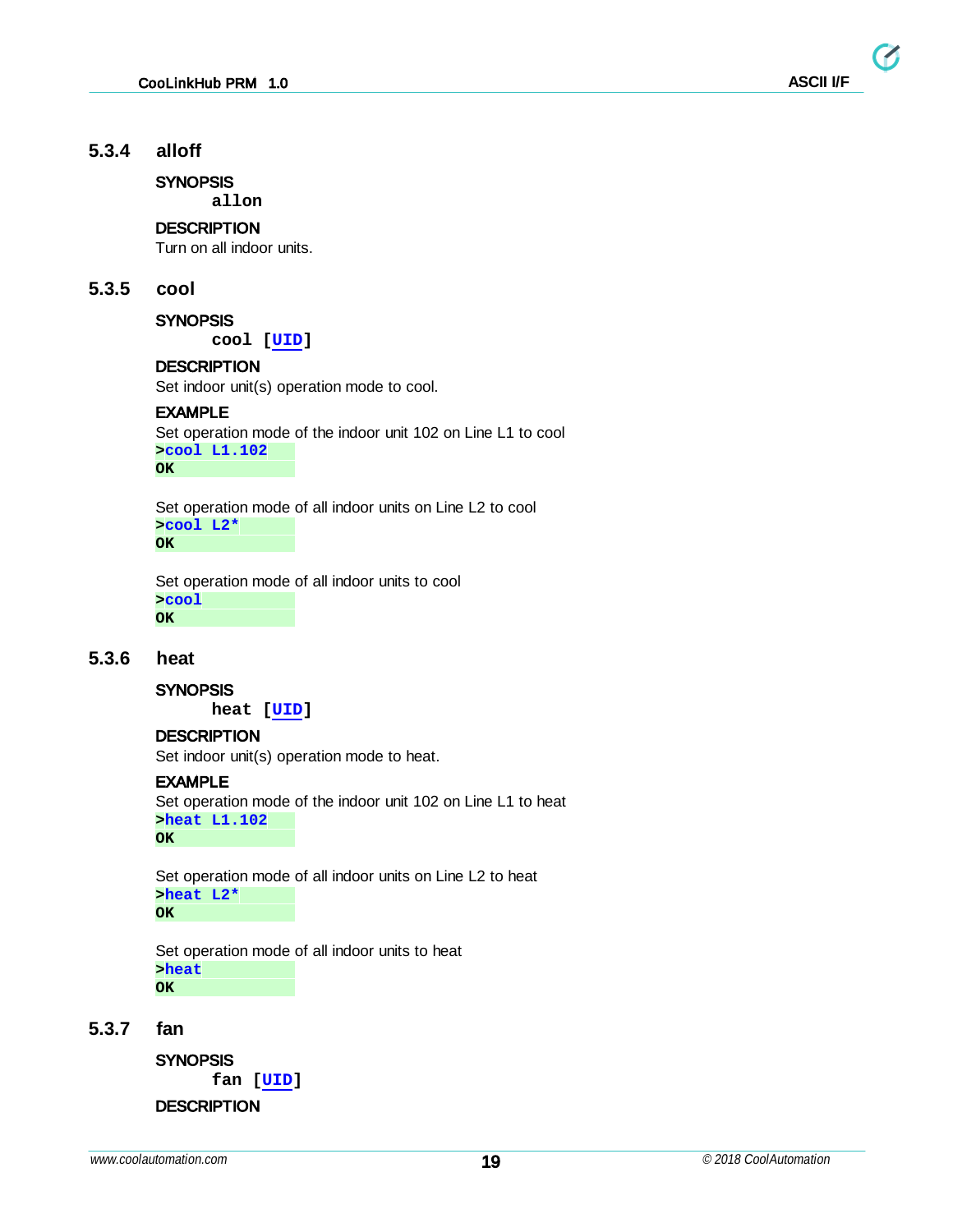### 5.3.4 alloff

**SYNOPSIS**

```
allon
```

**DESCRIPTION**

Turn on all indoor units.

### 5.3.5 cool

**SYNOPSIS**

```
cool [UID]
```

**DESCRIPTION**

Set indoor unit(s) operation mode to cool.

**EXAMPLE**

Set operation mode of the indoor unit 102 on Line L1 to cool

```
>cool L1.102
OK
```

Set operation mode of all indoor units on Line L2 to cool

```
>cool L2*
OK
```

Set operation mode of all indoor units to cool

```
>cool
OK
```

### 5.3.6 heat

**SYNOPSIS**

```
heat [UID]
```

**DESCRIPTION**

Set indoor unit(s) operation mode to heat.

**EXAMPLE**

Set operation mode of the indoor unit 102 on Line L1 to heat

```
>heat L1.102
OK
```

Set operation mode of all indoor units on Line L2 to heat

```
>heat L2*
OK
```

Set operation mode of all indoor units to heat

```
>heat
OK
```

### 5.3.7 fan

**SYNOPSIS**

```
fan [UID]
```

**DESCRIPTION**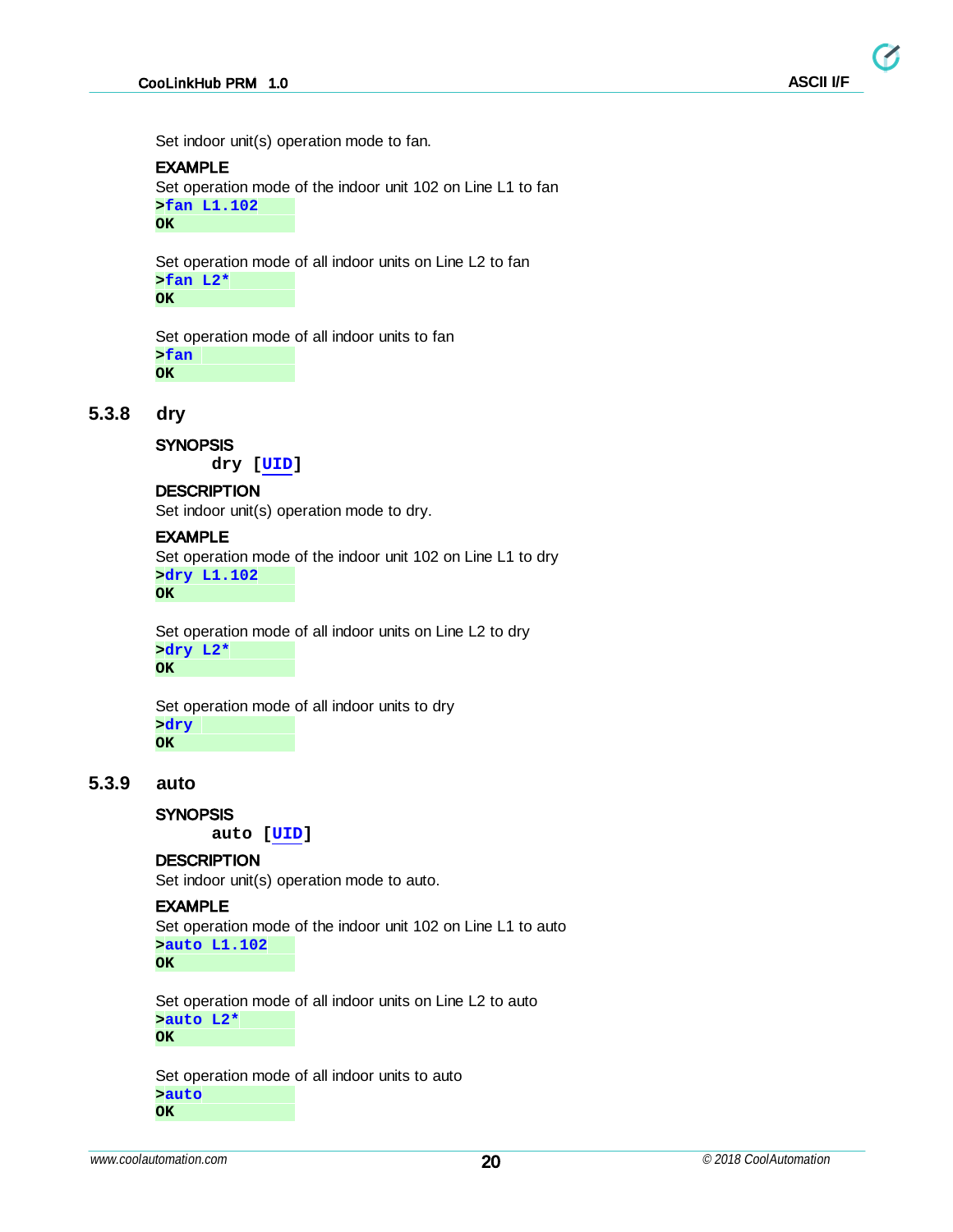Set indoor unit(s) operation mode to fan.

**EXAMPLE**

Set operation mode of the indoor unit 102 on Line L1 to fan

```
>fan L1.102
OK
```

Set operation mode of all indoor units on Line L2 to fan

```
>fan L2*
OK
```

Set operation mode of all indoor units to fan

```
>fan
OK
```

### 5.3.8 dry

**SYNOPSIS**

```
dry [UID]
```

**DESCRIPTION**

Set indoor unit(s) operation mode to dry.

**EXAMPLE**

Set operation mode of the indoor unit 102 on Line L1 to dry

```
>dry L1.102
OK
```

Set operation mode of all indoor units on Line L2 to dry

```
>dry L2*
OK
```

Set operation mode of all indoor units to dry

```
>dry
OK
```

### 5.3.9 auto

**SYNOPSIS**

```
auto [UID]
```

**DESCRIPTION**

Set indoor unit(s) operation mode to auto.

**EXAMPLE**

Set operation mode of the indoor unit 102 on Line L1 to auto

```
>auto L1.102
OK
```

Set operation mode of all indoor units on Line L2 to auto

```
>auto L2*
OK
```

Set operation mode of all indoor units to auto

```
>auto
OK
```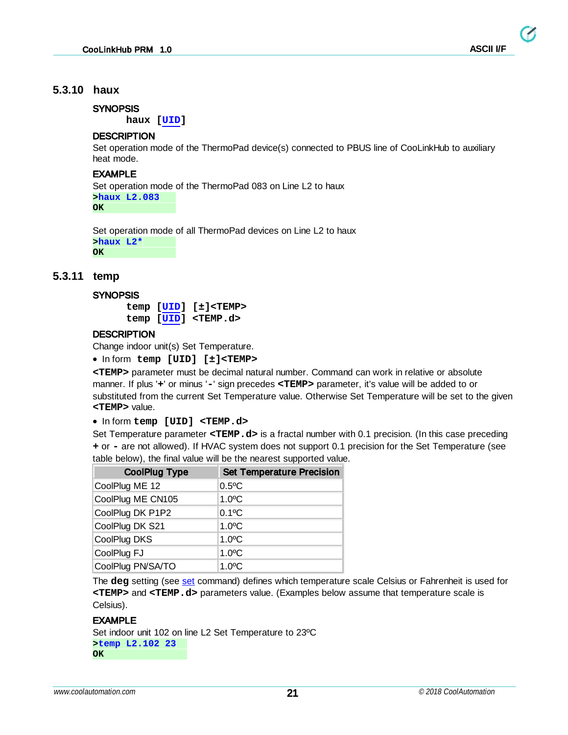### 5.3.10 haux

**SYNOPSIS**

```
haux [UID]
```

**DESCRIPTION**

Set operation mode of the ThermoPad device(s) connected to PBUS line of CooLinkHub to auxiliary heat mode.

**EXAMPLE**

Set operation mode of the ThermoPad 083 on Line L2 to haux

```
>haux L2.083
OK
```

Set operation mode of all ThermoPad devices on Line L2 to haux

```
>haux L2*
OK
```

### 5.3.11 temp

**SYNOPSIS**

```
temp [UID] [±]<TEMP>
temp [UID] <TEMP.d>
```

**DESCRIPTION**

Change indoor unit(s) Set Temperature.

- In form **temp [UID] [±]<TEMP>**

**<TEMP>** parameter must be decimal natural number. Command can work in relative or absolute manner. If plus '**+**' or minus '**-**' sign precedes **<TEMP>** parameter, it's value will be added to or substituted from the current Set Temperature value. Otherwise Set Temperature will be set to the given **<TEMP>** value.

- In form **temp [UID] <TEMP.d>**

Set Temperature parameter **<TEMP.d>** is a fractal number with 0.1 precision. (In this case preceding **+** or **-** are not allowed). If HVAC system does not support 0.1 precision for the Set Temperature (see table below), the final value will be the nearest supported value.

| CoolPlug Type | Set Temperature Precision |
|---|---|
| CoolPlug ME 12 | 0.5ºC |
| CoolPlug ME CN105 | 1.0ºC |
| CoolPlug DK P1P2 | 0.1ºC |
| CoolPlug DK S21 | 1.0ºC |
| CoolPlug DKS | 1.0ºC |
| CoolPlug FJ | 1.0ºC |
| CoolPlug PN/SA/TO | 1.0ºC |

The **deg** setting (see set command) defines which temperature scale Celsius or Fahrenheit is used for **<TEMP>** and **<TEMP.d>** parameters value. (Examples below assume that temperature scale is Celsius).

**EXAMPLE**

Set indoor unit 102 on line L2 Set Temperature to 23ºC

```
>temp L2.102 23
OK
```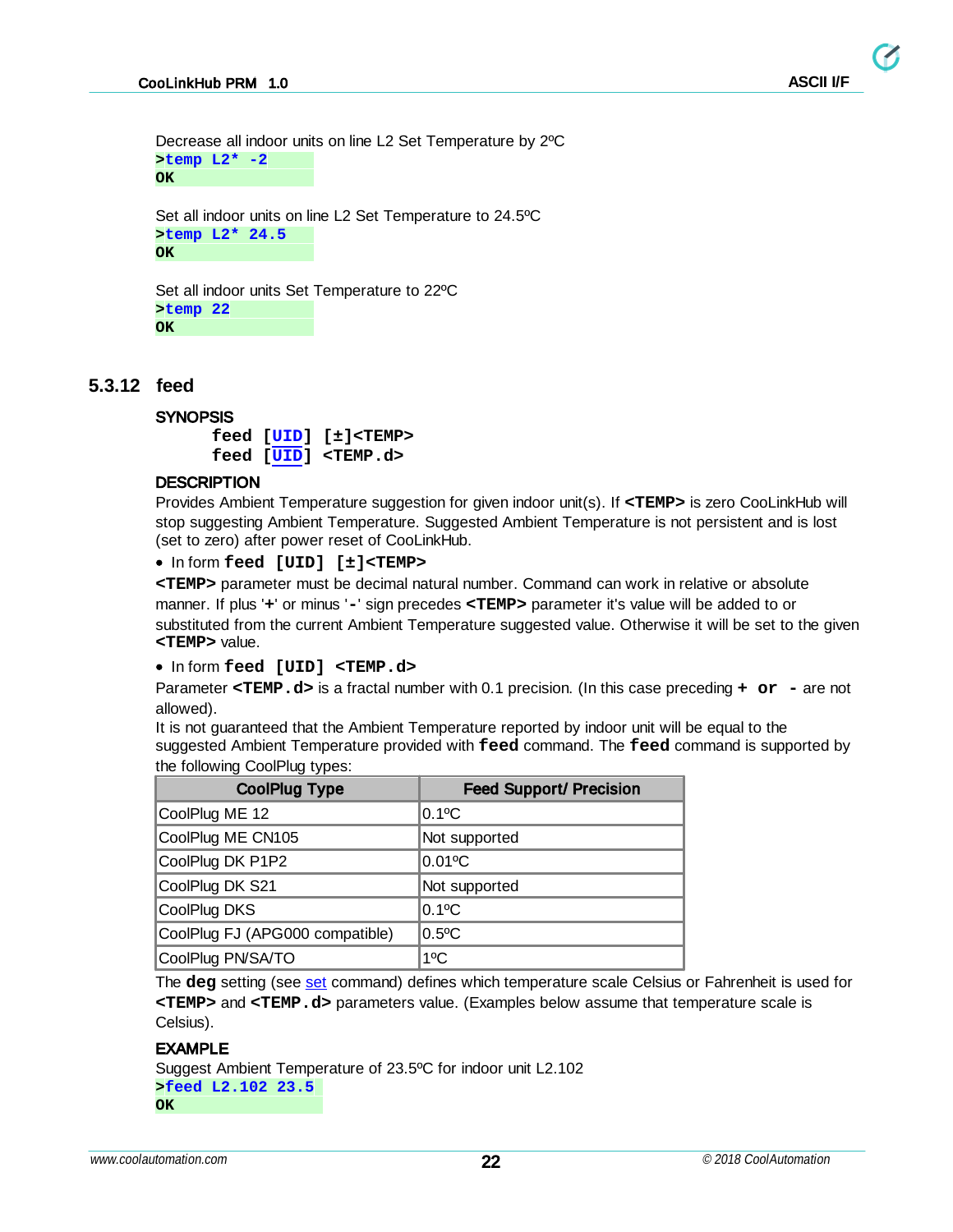Decrease all indoor units on line L2 Set Temperature by 2ºC

```
>temp L2* -2
OK
```

Set all indoor units on line L2 Set Temperature to 24.5ºC

```
>temp L2* 24.5
OK
```

Set all indoor units Set Temperature to 22ºC

```
>temp 22
OK
```

### 5.3.12 feed

**SYNOPSIS**

```
feed [UID] [±]<TEMP>
feed [UID] <TEMP.d>
```

**DESCRIPTION**

Provides Ambient Temperature suggestion for given indoor unit(s). If **<TEMP>** is zero CooLinkHub will stop suggesting Ambient Temperature. Suggested Ambient Temperature is not persistent and is lost (set to zero) after power reset of CooLinkHub.

- In form **feed [UID] [±]<TEMP>**

**<TEMP>** parameter must be decimal natural number. Command can work in relative or absolute manner. If plus '**+**' or minus '**-**' sign precedes **<TEMP>** parameter it's value will be added to or substituted from the current Ambient Temperature suggested value. Otherwise it will be set to the given **<TEMP>** value.

- In form **feed [UID] <TEMP.d>**

Parameter **<TEMP.d>** is a fractal number with 0.1 precision. (In this case preceding **+ or -** are not allowed).

It is not guaranteed that the Ambient Temperature reported by indoor unit will be equal to the suggested Ambient Temperature provided with **feed** command. The **feed** command is supported by the following CoolPlug types:

| CoolPlug Type | Feed Support/ Precision |
|---|---|
| CoolPlug ME 12 | 0.1ºC |
| CoolPlug ME CN105 | Not supported |
| CoolPlug DK P1P2 | 0.01ºC |
| CoolPlug DK S21 | Not supported |
| CoolPlug DKS | 0.1ºC |
| CoolPlug FJ (APG000 compatible) | 0.5ºC |
| CoolPlug PN/SA/TO | 1ºC |

The **deg** setting (see set command) defines which temperature scale Celsius or Fahrenheit is used for **<TEMP>** and **<TEMP.d>** parameters value. (Examples below assume that temperature scale is Celsius).

**EXAMPLE**

Suggest Ambient Temperature of 23.5ºC for indoor unit L2.102

```
>feed L2.102 23.5
OK
```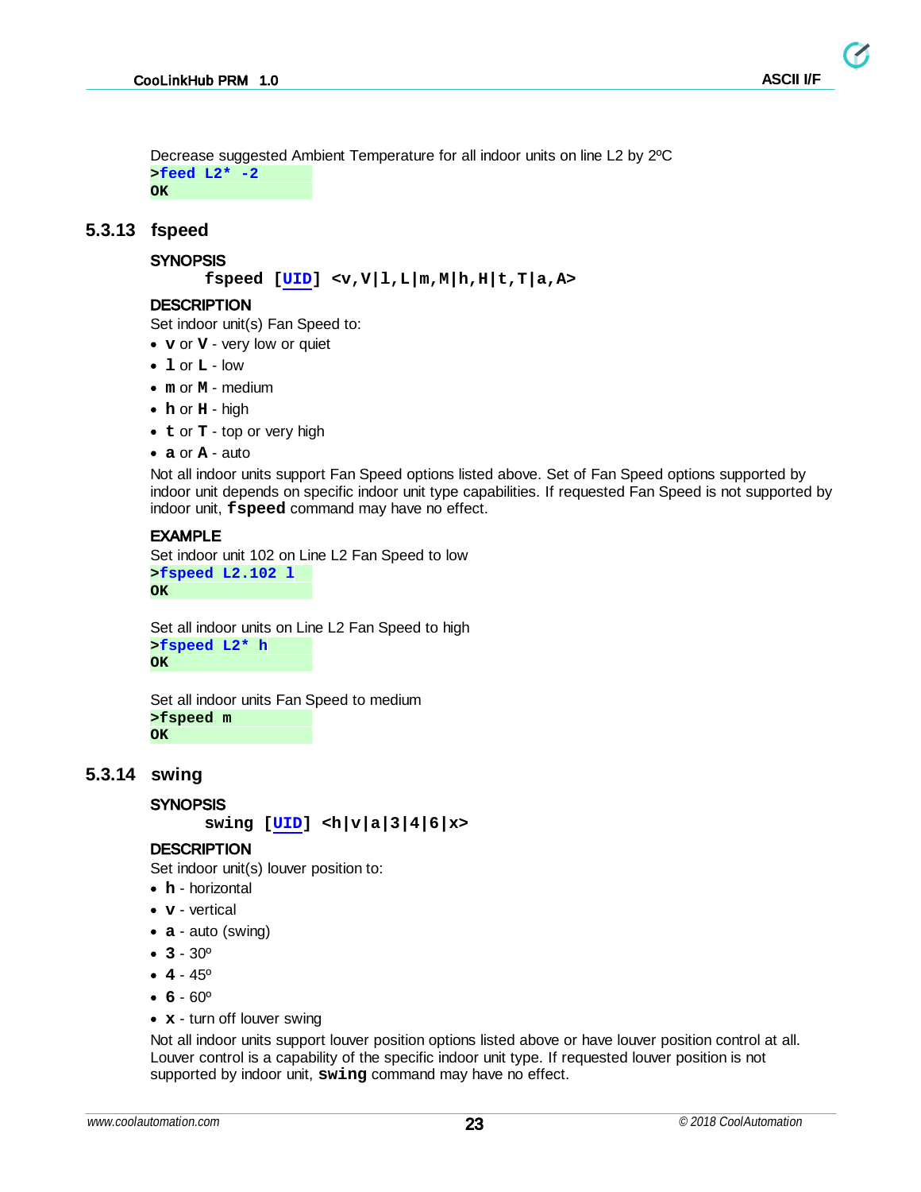Decrease suggested Ambient Temperature for all indoor units on line L2 by 2ºC

```
>feed L2* -2
OK
```

### 5.3.13 fspeed

#### SYNOPSIS

**fspeed [UID] <v,V|l,L|m,M|h,H|t,T|a,A>**

#### DESCRIPTION

Set indoor unit(s) Fan Speed to:

- **v** or **V** - very low or quiet
- **l** or **L** - low
- **m** or **M** - medium
- **h** or **H** - high
- **t** or **T** - top or very high
- **a** or **A** - auto

Not all indoor units support Fan Speed options listed above. Set of Fan Speed options supported by indoor unit depends on specific indoor unit type capabilities. If requested Fan Speed is not supported by indoor unit, **fspeed** command may have no effect.

#### EXAMPLE

Set indoor unit 102 on Line L2 Fan Speed to low

```
>fspeed L2.102 l
OK
```

Set all indoor units on Line L2 Fan Speed to high

```
>fspeed L2* h
OK
```

Set all indoor units Fan Speed to medium

```
>fspeed m
OK
```

### 5.3.14 swing

#### SYNOPSIS

**swing [UID] <h|v|a|3|4|6|x>**

#### DESCRIPTION

Set indoor unit(s) louver position to:

- **h** - horizontal
- **v** - vertical
- **a** - auto (swing)
- **3** - 30º
- **4** - 45º
- **6** - 60º
- **x** - turn off louver swing

Not all indoor units support louver position options listed above or have louver position control at all. Louver control is a capability of the specific indoor unit type. If requested louver position is not supported by indoor unit, **swing** command may have no effect.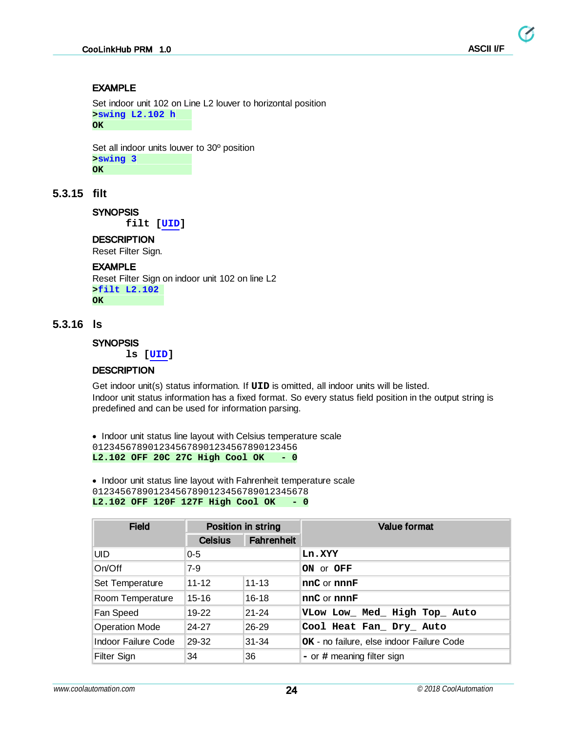**EXAMPLE**

Set indoor unit 102 on Line L2 louver to horizontal position

```
>swing L2.102 h
OK
```

Set all indoor units louver to 30º position

```
>swing 3
OK
```

## 5.3.15 filt

**SYNOPSIS**

```
filt [UID]
```

**DESCRIPTION**

Reset Filter Sign.

**EXAMPLE**

Reset Filter Sign on indoor unit 102 on line L2

```
>filt L2.102
OK
```

## 5.3.16 ls

**SYNOPSIS**

```
ls [UID]
```

**DESCRIPTION**

Get indoor unit(s) status information. If **UID** is omitted, all indoor units will be listed. Indoor unit status information has a fixed format. So every status field position in the output string is predefined and can be used for information parsing.

- Indoor unit status line layout with Celsius temperature scale

```
0123456789012345678901234567890123456
L2.102 OFF 20C 27C High Cool OK   - 0
```

- Indoor unit status line layout with Fahrenheit temperature scale

```
012345678901234567890123456789012345678
L2.102 OFF 120F 127F High Cool OK   - 0
```

| Field | Position in string | | Value format |
|---|---|---|---|
| | Celsius | Fahrenheit | |
| UID | 0-5 | | **Ln.XYY** |
| On/Off | 7-9 | | **ON** or **OFF** |
| Set Temperature | 11-12 | 11-13 | **nnC** or **nnnF** |
| Room Temperature | 15-16 | 16-18 | **nnC** or **nnnF** |
| Fan Speed | 19-22 | 21-24 | **VLow Low_ Med_ High Top_ Auto** |
| Operation Mode | 24-27 | 26-29 | **Cool Heat Fan_ Dry_ Auto** |
| Indoor Failure Code | 29-32 | 31-34 | **OK** - no failure, else indoor Failure Code |
| Filter Sign | 34 | 36 | **-** or **#** meaning filter sign |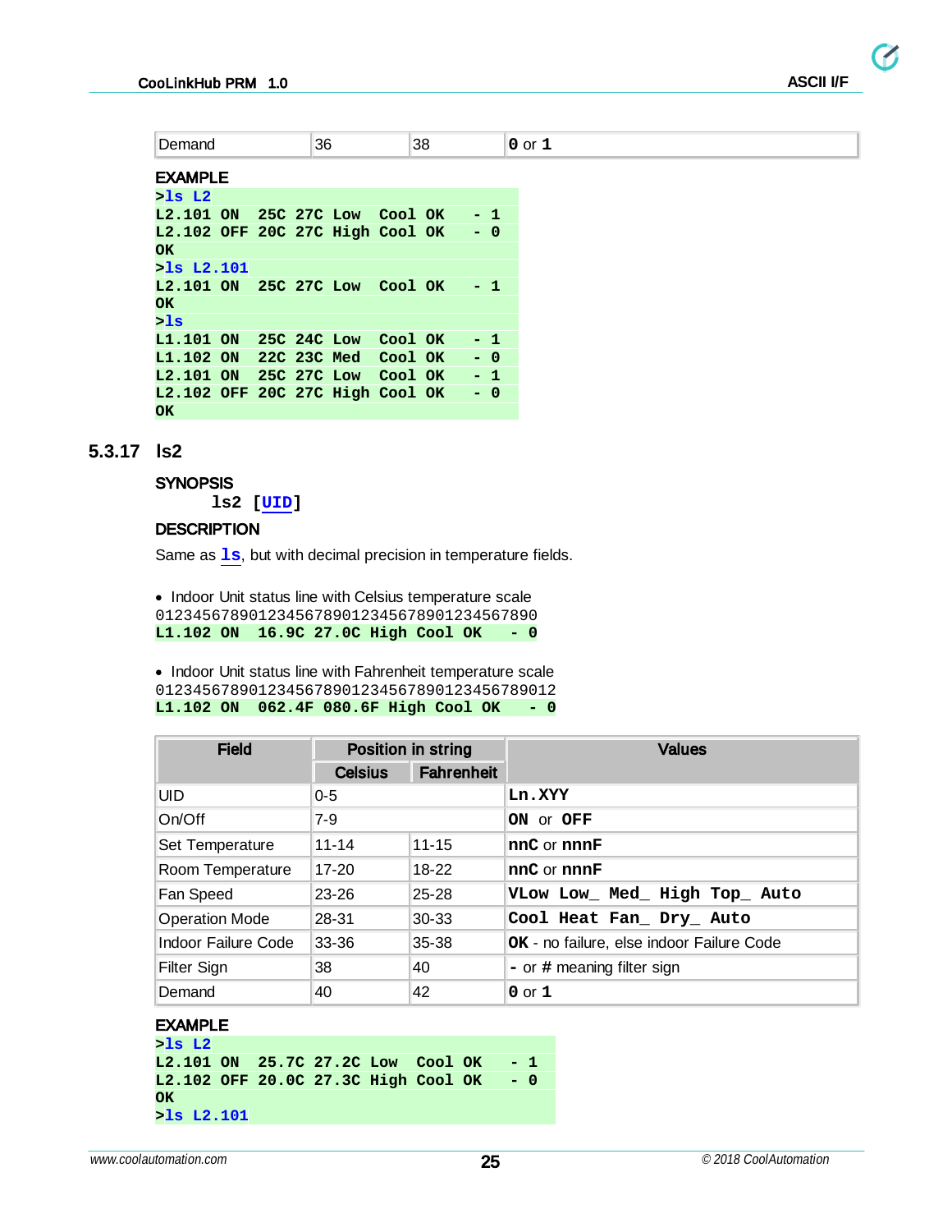| Demand | 36 | 38 | **0** or **1** |
|---|---|---|---|

**EXAMPLE**

```
>ls L2
L2.101 ON  25C 27C Low  Cool OK   - 1
L2.102 OFF 20C 27C High Cool OK   - 0
OK
>ls L2.101
L2.101 ON  25C 27C Low  Cool OK   - 1
OK
>ls
L1.101 ON  25C 24C Low  Cool OK   - 1
L1.102 ON  22C 23C Med  Cool OK   - 0
L2.101 ON  25C 27C Low  Cool OK   - 1
L2.102 OFF 20C 27C High Cool OK   - 0
OK
```

## 5.3.17 ls2

**SYNOPSIS**

```
ls2 [UID]
```

**DESCRIPTION**

Same as **ls**, but with decimal precision in temperature fields.

- Indoor Unit status line with Celsius temperature scale

```
0123456789012345678901234567890123456789­0
L1.102 ON  16.9C 27.0C High Cool OK   - 0
```

- Indoor Unit status line with Fahrenheit temperature scale

```
012345678901234567890123456789012345678901­2
L1.102 ON  062.4F 080.6F High Cool OK   - 0
```

| Field | Position in string | | Values |
|---|---|---|---|
| | Celsius | Fahrenheit | |
| UID | 0-5 | | **Ln.XYY** |
| On/Off | 7-9 | | **ON** or **OFF** |
| Set Temperature | 11-14 | 11-15 | **nnC** or **nnnF** |
| Room Temperature | 17-20 | 18-22 | **nnC** or **nnnF** |
| Fan Speed | 23-26 | 25-28 | **VLow Low_ Med_ High Top_ Auto** |
| Operation Mode | 28-31 | 30-33 | **Cool Heat Fan_ Dry_ Auto** |
| Indoor Failure Code | 33-36 | 35-38 | **OK** - no failure, else indoor Failure Code |
| Filter Sign | 38 | 40 | **-** or **#** meaning filter sign |
| Demand | 40 | 42 | **0** or **1** |

**EXAMPLE**

```
>ls L2
L2.101 ON  25.7C 27.2C Low  Cool OK   - 1
L2.102 OFF 20.0C 27.3C High Cool OK   - 0
OK
>ls L2.101
```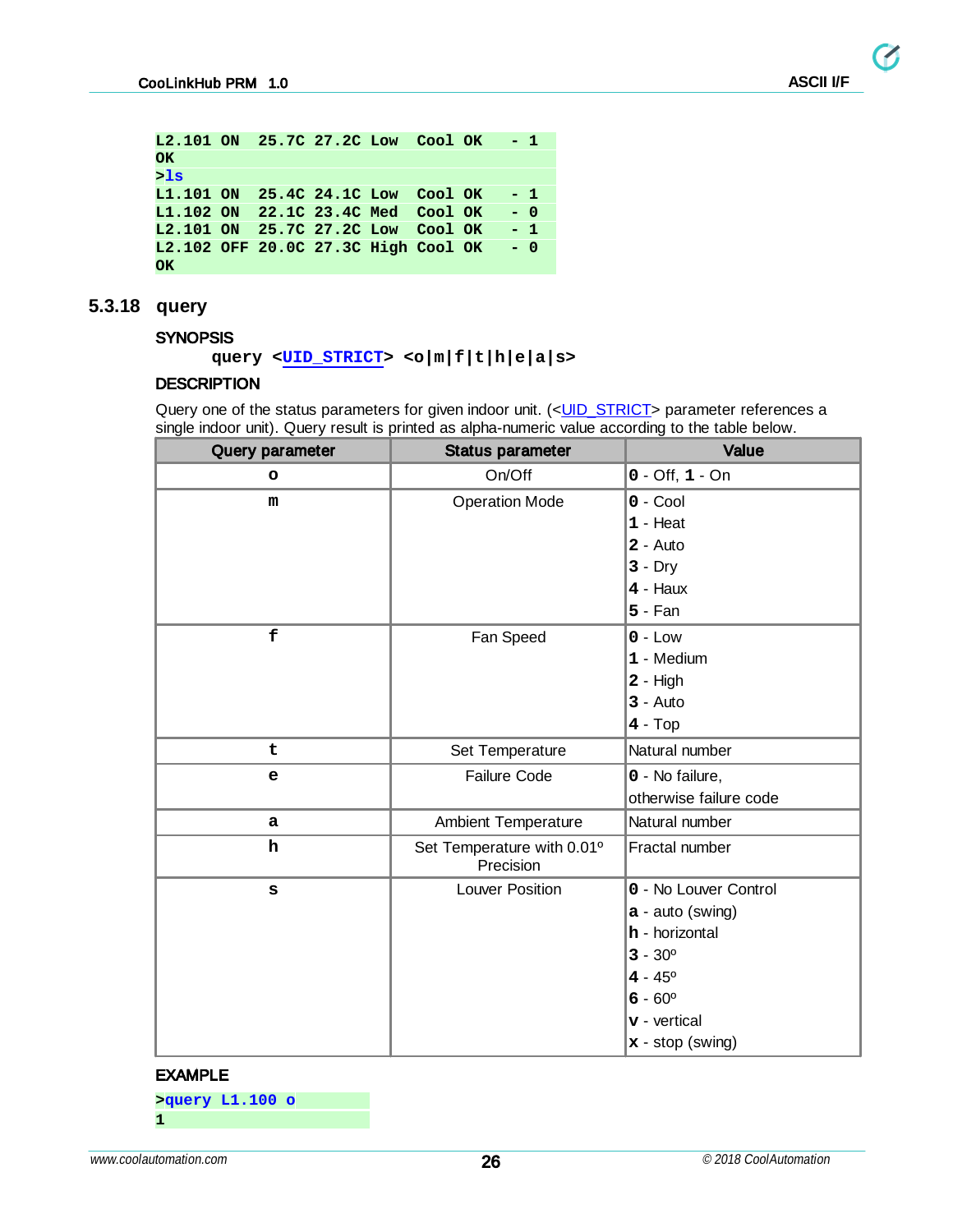```
L2.101 ON  25.7C 27.2C Low  Cool OK   - 1
OK
>ls
L1.101 ON  25.4C 24.1C Low  Cool OK   - 1
L1.102 ON  22.1C 23.4C Med  Cool OK   - 0
L2.101 ON  25.7C 27.2C Low  Cool OK   - 1
L2.102 OFF 20.0C 27.3C High Cool OK   - 0
OK
```

### 5.3.18 query

**SYNOPSIS**

```
query <UID_STRICT> <o|m|f|t|h|e|a|s>
```

**DESCRIPTION**

Query one of the status parameters for given indoor unit. (<UID_STRICT> parameter references a single indoor unit). Query result is printed as alpha-numeric value according to the table below.

| Query parameter | Status parameter | Value |
|---|---|---|
| **o** | On/Off | **0** - Off, **1** - On |
| **m** | Operation Mode | **0** - Cool<br>**1** - Heat<br>**2** - Auto<br>**3** - Dry<br>**4** - Haux<br>**5** - Fan |
| **f** | Fan Speed | **0** - Low<br>**1** - Medium<br>**2** - High<br>**3** - Auto<br>**4** - Top |
| **t** | Set Temperature | Natural number |
| **e** | Failure Code | **0** - No failure,<br>otherwise failure code |
| **a** | Ambient Temperature | Natural number |
| **h** | Set Temperature with 0.01º Precision | Fractal number |
| **s** | Louver Position | **0** - No Louver Control<br>**a** - auto (swing)<br>**h** - horizontal<br>**3** - 30º<br>**4** - 45º<br>**6** - 60º<br>**v** - vertical<br>**x** - stop (swing) |

**EXAMPLE**

```
>query L1.100 o
1
```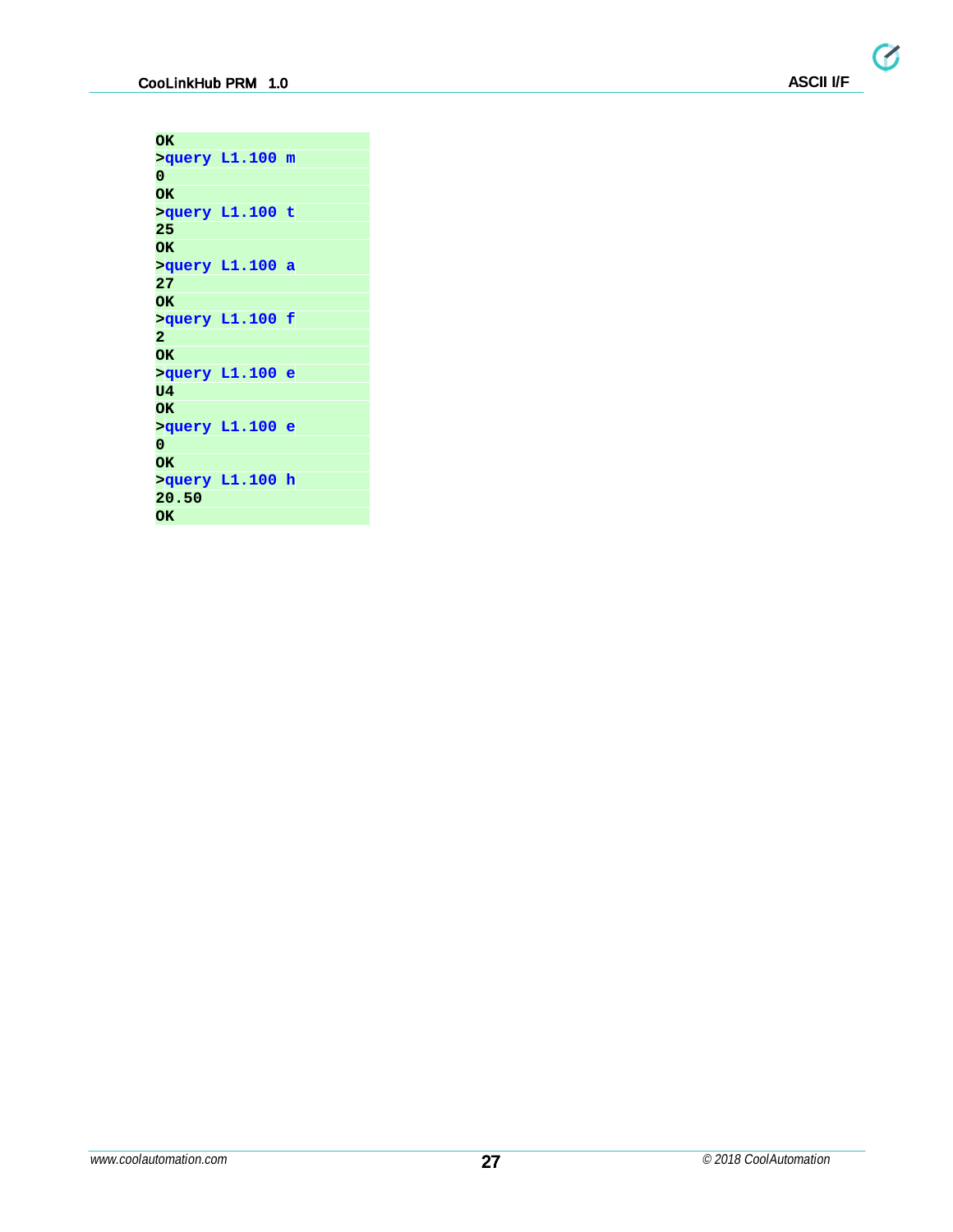```
OK
>query L1.100 m
0
OK
>query L1.100 t
25
OK
>query L1.100 a
27
OK
>query L1.100 f
2
OK
>query L1.100 e
U4
OK
>query L1.100 e
0
OK
>query L1.100 h
20.50
OK
```